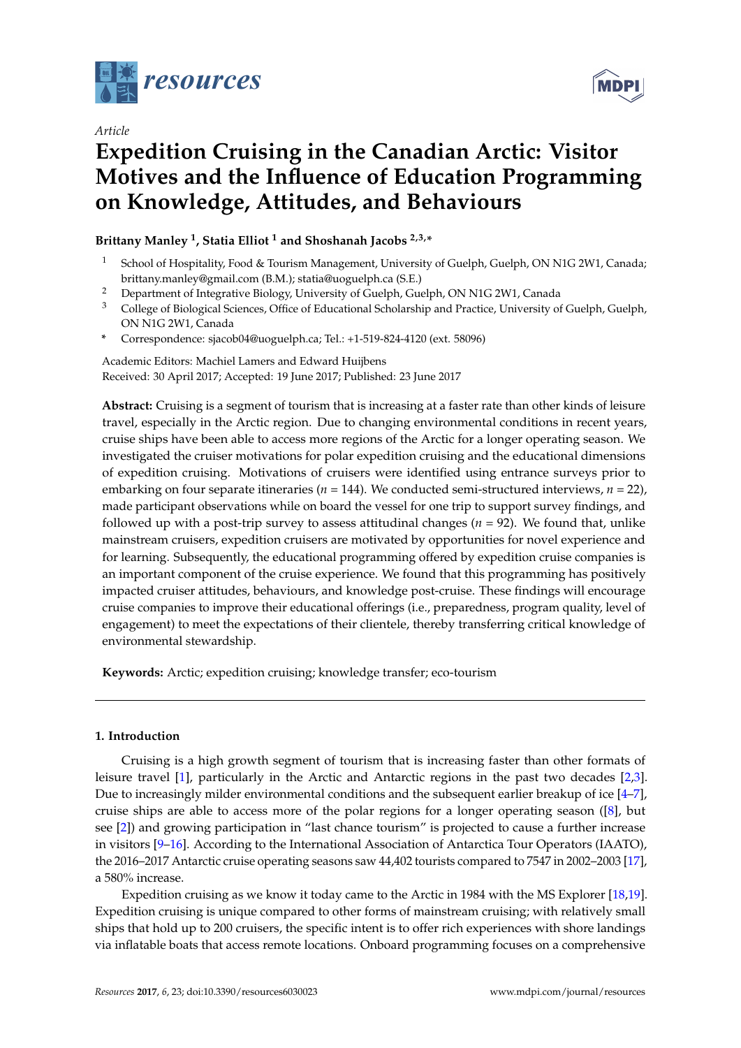*resources*

*Article*

# Expedition Cruising in the Canadian Arctic: Visitor Motives and the Influence of Education Programming on Knowledge, Attitudes, and Behaviours

**Brittany Manley [1], Statia Elliot [1] and Shoshanah Jacobs [2,3,*]**

[1] School of Hospitality, Food & Tourism Management, University of Guelph, Guelph, ON N1G 2W1, Canada; brittany.manley@gmail.com (B.M.); statia@uoguelph.ca (S.E.)

[2] Department of Integrative Biology, University of Guelph, Guelph, ON N1G 2W1, Canada

[3] College of Biological Sciences, Office of Educational Scholarship and Practice, University of Guelph, Guelph, ON N1G 2W1, Canada

\* Correspondence: sjacob04@uoguelph.ca; Tel.: +1-519-824-4120 (ext. 58096)

Academic Editors: Machiel Lamers and Edward Huijbens

Received: 30 April 2017; Accepted: 19 June 2017; Published: 23 June 2017

**Abstract:** Cruising is a segment of tourism that is increasing at a faster rate than other kinds of leisure travel, especially in the Arctic region. Due to changing environmental conditions in recent years, cruise ships have been able to access more regions of the Arctic for a longer operating season. We investigated the cruiser motivations for polar expedition cruising and the educational dimensions of expedition cruising. Motivations of cruisers were identified using entrance surveys prior to embarking on four separate itineraries ($n = 144$). We conducted semi-structured interviews, $n = 22$), made participant observations while on board the vessel for one trip to support survey findings, and followed up with a post-trip survey to assess attitudinal changes ($n = 92$). We found that, unlike mainstream cruisers, expedition cruisers are motivated by opportunities for novel experience and for learning. Subsequently, the educational programming offered by expedition cruise companies is an important component of the cruise experience. We found that this programming has positively impacted cruiser attitudes, behaviours, and knowledge post-cruise. These findings will encourage cruise companies to improve their educational offerings (i.e., preparedness, program quality, level of engagement) to meet the expectations of their clientele, thereby transferring critical knowledge of environmental stewardship.

**Keywords:** Arctic; expedition cruising; knowledge transfer; eco-tourism

## 1. Introduction

Cruising is a high growth segment of tourism that is increasing faster than other formats of leisure travel [1], particularly in the Arctic and Antarctic regions in the past two decades [2,3]. Due to increasingly milder environmental conditions and the subsequent earlier breakup of ice [4–7], cruise ships are able to access more of the polar regions for a longer operating season ([8], but see [2]) and growing participation in "last chance tourism" is projected to cause a further increase in visitors [9–16]. According to the International Association of Antarctica Tour Operators (IAATO), the 2016–2017 Antarctic cruise operating seasons saw 44,402 tourists compared to 7547 in 2002–2003 [17], a 580% increase.

Expedition cruising as we know it today came to the Arctic in 1984 with the MS Explorer [18,19]. Expedition cruising is unique compared to other forms of mainstream cruising; with relatively small ships that hold up to 200 cruisers, the specific intent is to offer rich experiences with shore landings via inflatable boats that access remote locations. Onboard programming focuses on a comprehensive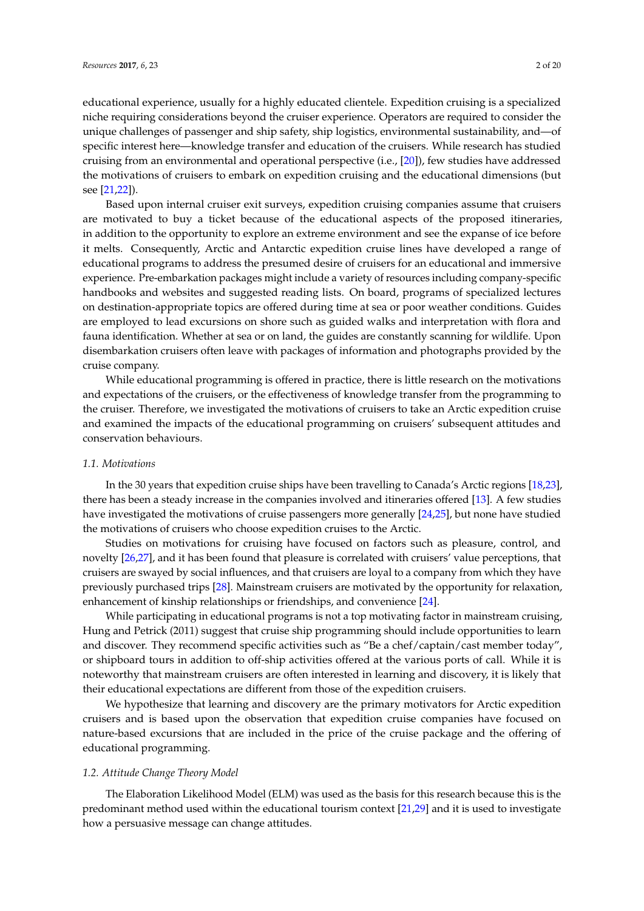educational experience, usually for a highly educated clientele. Expedition cruising is a specialized niche requiring considerations beyond the cruiser experience. Operators are required to consider the unique challenges of passenger and ship safety, ship logistics, environmental sustainability, and—of specific interest here—knowledge transfer and education of the cruisers. While research has studied cruising from an environmental and operational perspective (i.e., [20]), few studies have addressed the motivations of cruisers to embark on expedition cruising and the educational dimensions (but see [21,22]).

Based upon internal cruiser exit surveys, expedition cruising companies assume that cruisers are motivated to buy a ticket because of the educational aspects of the proposed itineraries, in addition to the opportunity to explore an extreme environment and see the expanse of ice before it melts. Consequently, Arctic and Antarctic expedition cruise lines have developed a range of educational programs to address the presumed desire of cruisers for an educational and immersive experience. Pre-embarkation packages might include a variety of resources including company-specific handbooks and websites and suggested reading lists. On board, programs of specialized lectures on destination-appropriate topics are offered during time at sea or poor weather conditions. Guides are employed to lead excursions on shore such as guided walks and interpretation with flora and fauna identification. Whether at sea or on land, the guides are constantly scanning for wildlife. Upon disembarkation cruisers often leave with packages of information and photographs provided by the cruise company.

While educational programming is offered in practice, there is little research on the motivations and expectations of the cruisers, or the effectiveness of knowledge transfer from the programming to the cruiser. Therefore, we investigated the motivations of cruisers to take an Arctic expedition cruise and examined the impacts of the educational programming on cruisers' subsequent attitudes and conservation behaviours.

### *1.1. Motivations*

In the 30 years that expedition cruise ships have been travelling to Canada's Arctic regions [18,23], there has been a steady increase in the companies involved and itineraries offered [13]. A few studies have investigated the motivations of cruise passengers more generally [24,25], but none have studied the motivations of cruisers who choose expedition cruises to the Arctic.

Studies on motivations for cruising have focused on factors such as pleasure, control, and novelty [26,27], and it has been found that pleasure is correlated with cruisers' value perceptions, that cruisers are swayed by social influences, and that cruisers are loyal to a company from which they have previously purchased trips [28]. Mainstream cruisers are motivated by the opportunity for relaxation, enhancement of kinship relationships or friendships, and convenience [24].

While participating in educational programs is not a top motivating factor in mainstream cruising, Hung and Petrick (2011) suggest that cruise ship programming should include opportunities to learn and discover. They recommend specific activities such as "Be a chef/captain/cast member today", or shipboard tours in addition to off-ship activities offered at the various ports of call. While it is noteworthy that mainstream cruisers are often interested in learning and discovery, it is likely that their educational expectations are different from those of the expedition cruisers.

We hypothesize that learning and discovery are the primary motivators for Arctic expedition cruisers and is based upon the observation that expedition cruise companies have focused on nature-based excursions that are included in the price of the cruise package and the offering of educational programming.

### *1.2. Attitude Change Theory Model*

The Elaboration Likelihood Model (ELM) was used as the basis for this research because this is the predominant method used within the educational tourism context [21,29] and it is used to investigate how a persuasive message can change attitudes.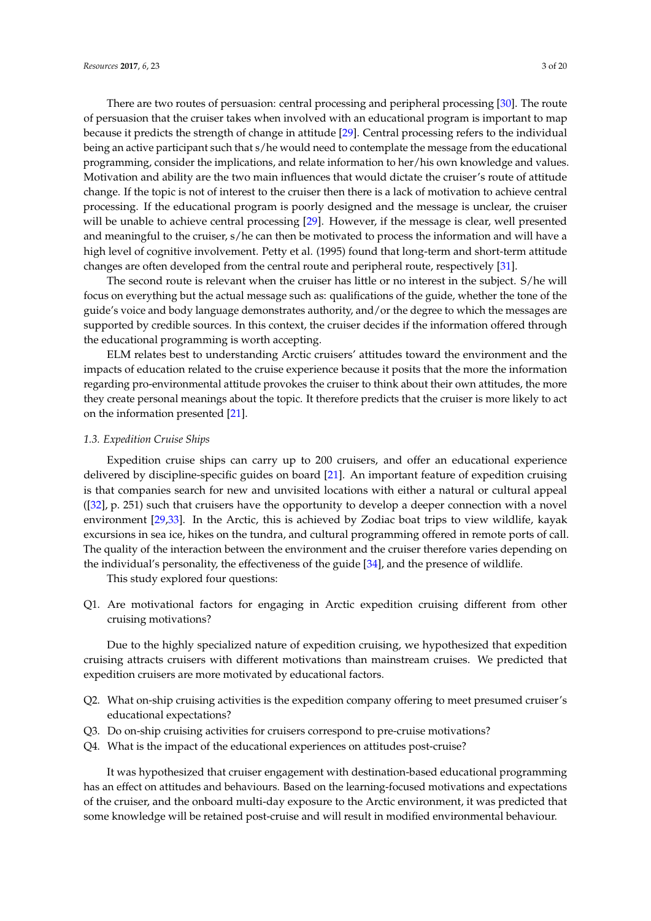There are two routes of persuasion: central processing and peripheral processing [30]. The route of persuasion that the cruiser takes when involved with an educational program is important to map because it predicts the strength of change in attitude [29]. Central processing refers to the individual being an active participant such that s/he would need to contemplate the message from the educational programming, consider the implications, and relate information to her/his own knowledge and values. Motivation and ability are the two main influences that would dictate the cruiser's route of attitude change. If the topic is not of interest to the cruiser then there is a lack of motivation to achieve central processing. If the educational program is poorly designed and the message is unclear, the cruiser will be unable to achieve central processing [29]. However, if the message is clear, well presented and meaningful to the cruiser, s/he can then be motivated to process the information and will have a high level of cognitive involvement. Petty et al. (1995) found that long-term and short-term attitude changes are often developed from the central route and peripheral route, respectively [31].

The second route is relevant when the cruiser has little or no interest in the subject. S/he will focus on everything but the actual message such as: qualifications of the guide, whether the tone of the guide's voice and body language demonstrates authority, and/or the degree to which the messages are supported by credible sources. In this context, the cruiser decides if the information offered through the educational programming is worth accepting.

ELM relates best to understanding Arctic cruisers' attitudes toward the environment and the impacts of education related to the cruise experience because it posits that the more the information regarding pro-environmental attitude provokes the cruiser to think about their own attitudes, the more they create personal meanings about the topic. It therefore predicts that the cruiser is more likely to act on the information presented [21].

### *1.3. Expedition Cruise Ships*

Expedition cruise ships can carry up to 200 cruisers, and offer an educational experience delivered by discipline-specific guides on board [21]. An important feature of expedition cruising is that companies search for new and unvisited locations with either a natural or cultural appeal ([32], p. 251) such that cruisers have the opportunity to develop a deeper connection with a novel environment [29,33]. In the Arctic, this is achieved by Zodiac boat trips to view wildlife, kayak excursions in sea ice, hikes on the tundra, and cultural programming offered in remote ports of call. The quality of the interaction between the environment and the cruiser therefore varies depending on the individual's personality, the effectiveness of the guide [34], and the presence of wildlife.

This study explored four questions:

Q1. Are motivational factors for engaging in Arctic expedition cruising different from other cruising motivations?

Due to the highly specialized nature of expedition cruising, we hypothesized that expedition cruising attracts cruisers with different motivations than mainstream cruises. We predicted that expedition cruisers are more motivated by educational factors.

Q2. What on-ship cruising activities is the expedition company offering to meet presumed cruiser's educational expectations?

Q3. Do on-ship cruising activities for cruisers correspond to pre-cruise motivations?

Q4. What is the impact of the educational experiences on attitudes post-cruise?

It was hypothesized that cruiser engagement with destination-based educational programming has an effect on attitudes and behaviours. Based on the learning-focused motivations and expectations of the cruiser, and the onboard multi-day exposure to the Arctic environment, it was predicted that some knowledge will be retained post-cruise and will result in modified environmental behaviour.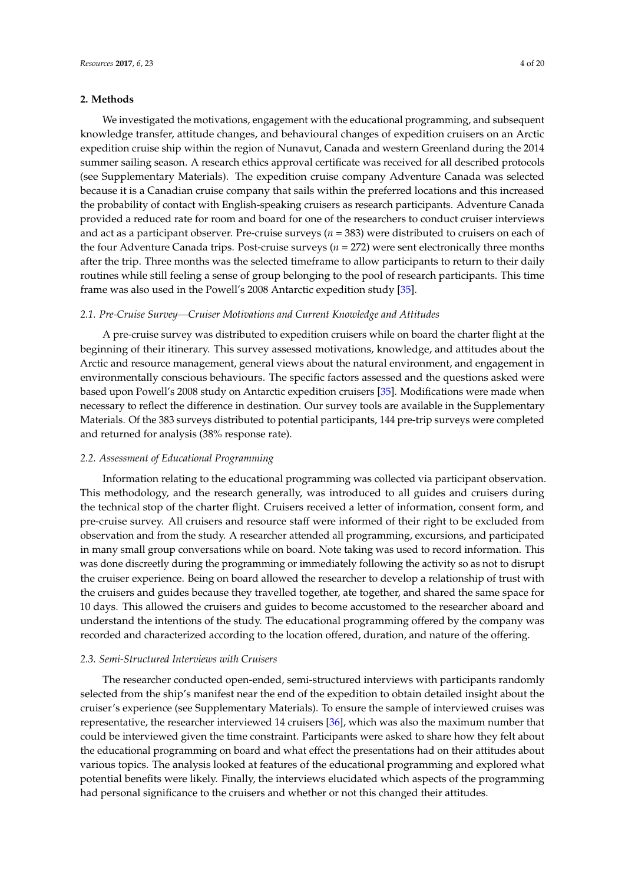## 2. Methods

We investigated the motivations, engagement with the educational programming, and subsequent knowledge transfer, attitude changes, and behavioural changes of expedition cruisers on an Arctic expedition cruise ship within the region of Nunavut, Canada and western Greenland during the 2014 summer sailing season. A research ethics approval certificate was received for all described protocols (see Supplementary Materials). The expedition cruise company Adventure Canada was selected because it is a Canadian cruise company that sails within the preferred locations and this increased the probability of contact with English-speaking cruisers as research participants. Adventure Canada provided a reduced rate for room and board for one of the researchers to conduct cruiser interviews and act as a participant observer. Pre-cruise surveys ($n = 383$) were distributed to cruisers on each of the four Adventure Canada trips. Post-cruise surveys ($n = 272$) were sent electronically three months after the trip. Three months was the selected timeframe to allow participants to return to their daily routines while still feeling a sense of group belonging to the pool of research participants. This time frame was also used in the Powell's 2008 Antarctic expedition study [35].

### 2.1. Pre-Cruise Survey—Cruiser Motivations and Current Knowledge and Attitudes

A pre-cruise survey was distributed to expedition cruisers while on board the charter flight at the beginning of their itinerary. This survey assessed motivations, knowledge, and attitudes about the Arctic and resource management, general views about the natural environment, and engagement in environmentally conscious behaviours. The specific factors assessed and the questions asked were based upon Powell's 2008 study on Antarctic expedition cruisers [35]. Modifications were made when necessary to reflect the difference in destination. Our survey tools are available in the Supplementary Materials. Of the 383 surveys distributed to potential participants, 144 pre-trip surveys were completed and returned for analysis (38% response rate).

### 2.2. Assessment of Educational Programming

Information relating to the educational programming was collected via participant observation. This methodology, and the research generally, was introduced to all guides and cruisers during the technical stop of the charter flight. Cruisers received a letter of information, consent form, and pre-cruise survey. All cruisers and resource staff were informed of their right to be excluded from observation and from the study. A researcher attended all programming, excursions, and participated in many small group conversations while on board. Note taking was used to record information. This was done discreetly during the programming or immediately following the activity so as not to disrupt the cruiser experience. Being on board allowed the researcher to develop a relationship of trust with the cruisers and guides because they travelled together, ate together, and shared the same space for 10 days. This allowed the cruisers and guides to become accustomed to the researcher aboard and understand the intentions of the study. The educational programming offered by the company was recorded and characterized according to the location offered, duration, and nature of the offering.

### 2.3. Semi-Structured Interviews with Cruisers

The researcher conducted open-ended, semi-structured interviews with participants randomly selected from the ship's manifest near the end of the expedition to obtain detailed insight about the cruiser's experience (see Supplementary Materials). To ensure the sample of interviewed cruises was representative, the researcher interviewed 14 cruisers [36], which was also the maximum number that could be interviewed given the time constraint. Participants were asked to share how they felt about the educational programming on board and what effect the presentations had on their attitudes about various topics. The analysis looked at features of the educational programming and explored what potential benefits were likely. Finally, the interviews elucidated which aspects of the programming had personal significance to the cruisers and whether or not this changed their attitudes.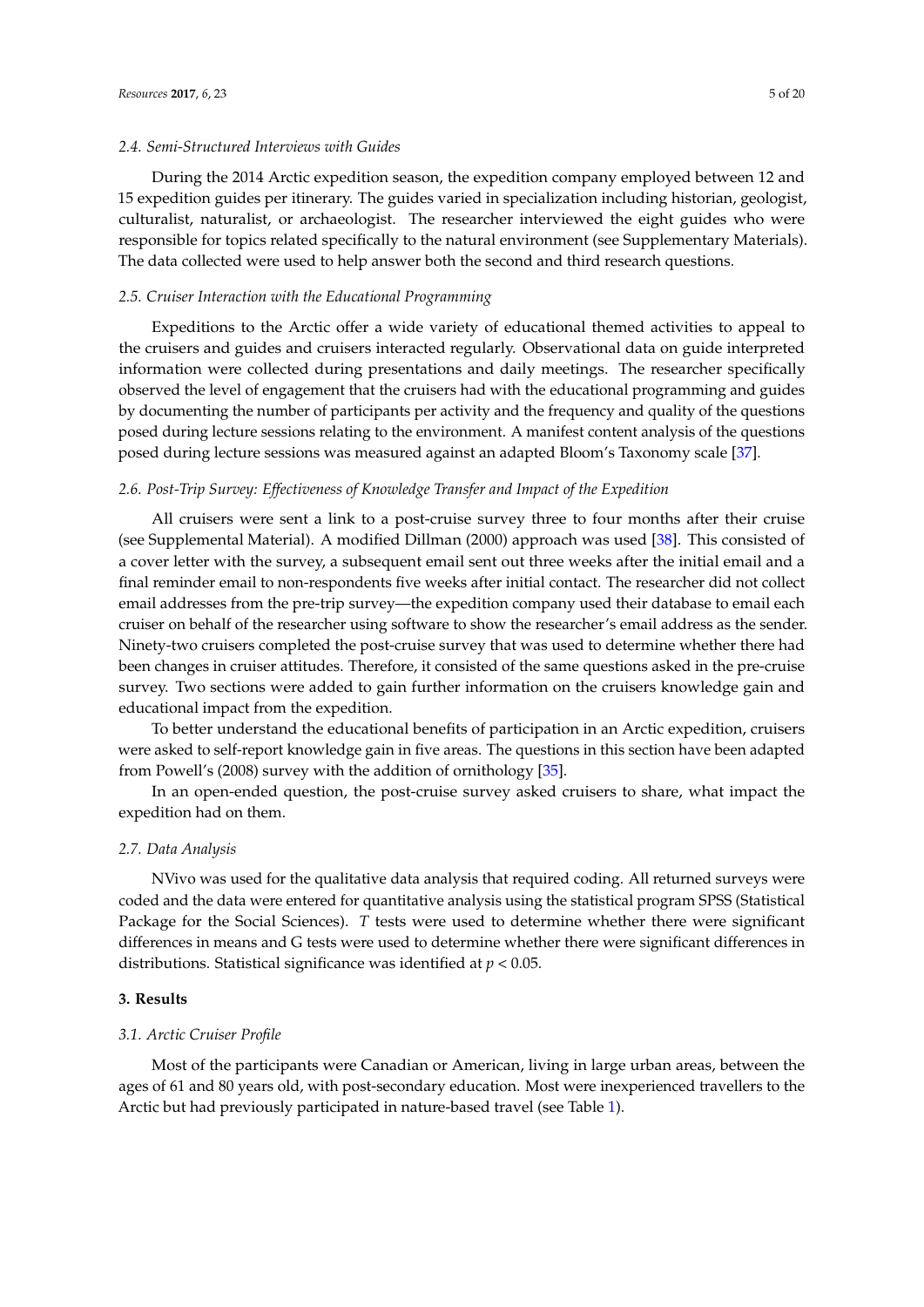### 2.4. Semi-Structured Interviews with Guides

During the 2014 Arctic expedition season, the expedition company employed between 12 and 15 expedition guides per itinerary. The guides varied in specialization including historian, geologist, culturalist, naturalist, or archaeologist. The researcher interviewed the eight guides who were responsible for topics related specifically to the natural environment (see Supplementary Materials). The data collected were used to help answer both the second and third research questions.

### 2.5. Cruiser Interaction with the Educational Programming

Expeditions to the Arctic offer a wide variety of educational themed activities to appeal to the cruisers and guides and cruisers interacted regularly. Observational data on guide interpreted information were collected during presentations and daily meetings. The researcher specifically observed the level of engagement that the cruisers had with the educational programming and guides by documenting the number of participants per activity and the frequency and quality of the questions posed during lecture sessions relating to the environment. A manifest content analysis of the questions posed during lecture sessions was measured against an adapted Bloom's Taxonomy scale [37].

### 2.6. Post-Trip Survey: Effectiveness of Knowledge Transfer and Impact of the Expedition

All cruisers were sent a link to a post-cruise survey three to four months after their cruise (see Supplemental Material). A modified Dillman (2000) approach was used [38]. This consisted of a cover letter with the survey, a subsequent email sent out three weeks after the initial email and a final reminder email to non-respondents five weeks after initial contact. The researcher did not collect email addresses from the pre-trip survey—the expedition company used their database to email each cruiser on behalf of the researcher using software to show the researcher's email address as the sender. Ninety-two cruisers completed the post-cruise survey that was used to determine whether there had been changes in cruiser attitudes. Therefore, it consisted of the same questions asked in the pre-cruise survey. Two sections were added to gain further information on the cruisers knowledge gain and educational impact from the expedition.

To better understand the educational benefits of participation in an Arctic expedition, cruisers were asked to self-report knowledge gain in five areas. The questions in this section have been adapted from Powell's (2008) survey with the addition of ornithology [35].

In an open-ended question, the post-cruise survey asked cruisers to share, what impact the expedition had on them.

### 2.7. Data Analysis

NVivo was used for the qualitative data analysis that required coding. All returned surveys were coded and the data were entered for quantitative analysis using the statistical program SPSS (Statistical Package for the Social Sciences). $T$ tests were used to determine whether there were significant differences in means and G tests were used to determine whether there were significant differences in distributions. Statistical significance was identified at $p < 0.05$.

## 3. Results

### 3.1. Arctic Cruiser Profile

Most of the participants were Canadian or American, living in large urban areas, between the ages of 61 and 80 years old, with post-secondary education. Most were inexperienced travellers to the Arctic but had previously participated in nature-based travel (see Table 1).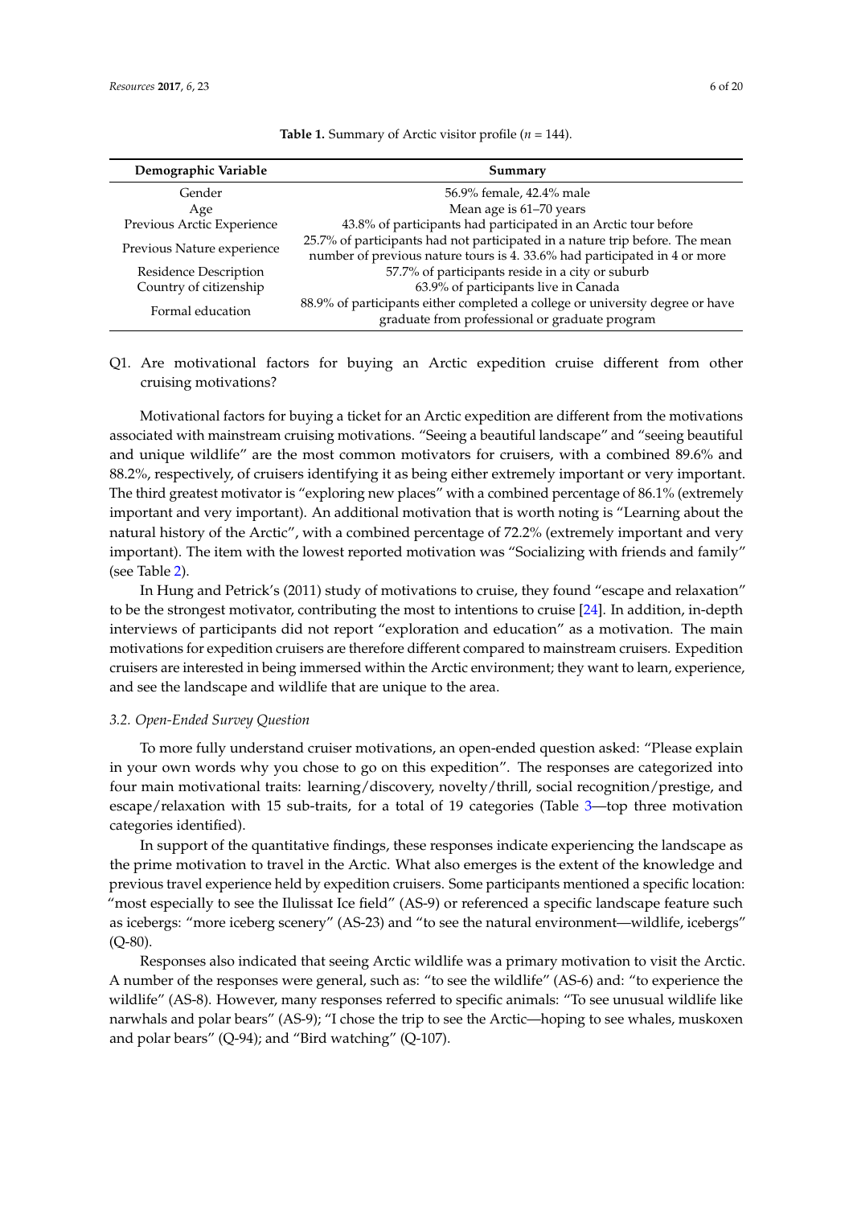**Table 1.** Summary of Arctic visitor profile ($n$ = 144).

| Demographic Variable | Summary |
| --- | --- |
| Gender | 56.9% female, 42.4% male |
| Age | Mean age is 61–70 years |
| Previous Arctic Experience | 43.8% of participants had participated in an Arctic tour before |
| Previous Nature experience | 25.7% of participants had not participated in a nature trip before. The mean number of previous nature tours is 4. 33.6% had participated in 4 or more |
| Residence Description | 57.7% of participants reside in a city or suburb |
| Country of citizenship | 63.9% of participants live in Canada |
| Formal education | 88.9% of participants either completed a college or university degree or have graduate from professional or graduate program |

Q1. Are motivational factors for buying an Arctic expedition cruise different from other cruising motivations?

Motivational factors for buying a ticket for an Arctic expedition are different from the motivations associated with mainstream cruising motivations. "Seeing a beautiful landscape" and "seeing beautiful and unique wildlife" are the most common motivators for cruisers, with a combined 89.6% and 88.2%, respectively, of cruisers identifying it as being either extremely important or very important. The third greatest motivator is "exploring new places" with a combined percentage of 86.1% (extremely important and very important). An additional motivation that is worth noting is "Learning about the natural history of the Arctic", with a combined percentage of 72.2% (extremely important and very important). The item with the lowest reported motivation was "Socializing with friends and family" (see Table 2).

In Hung and Petrick's (2011) study of motivations to cruise, they found "escape and relaxation" to be the strongest motivator, contributing the most to intentions to cruise [24]. In addition, in-depth interviews of participants did not report "exploration and education" as a motivation. The main motivations for expedition cruisers are therefore different compared to mainstream cruisers. Expedition cruisers are interested in being immersed within the Arctic environment; they want to learn, experience, and see the landscape and wildlife that are unique to the area.

### *3.2. Open-Ended Survey Question*

To more fully understand cruiser motivations, an open-ended question asked: "Please explain in your own words why you chose to go on this expedition". The responses are categorized into four main motivational traits: learning/discovery, novelty/thrill, social recognition/prestige, and escape/relaxation with 15 sub-traits, for a total of 19 categories (Table 3—top three motivation categories identified).

In support of the quantitative findings, these responses indicate experiencing the landscape as the prime motivation to travel in the Arctic. What also emerges is the extent of the knowledge and previous travel experience held by expedition cruisers. Some participants mentioned a specific location: "most especially to see the Ilulissat Ice field" (AS-9) or referenced a specific landscape feature such as icebergs: "more iceberg scenery" (AS-23) and "to see the natural environment—wildlife, icebergs" (Q-80).

Responses also indicated that seeing Arctic wildlife was a primary motivation to visit the Arctic. A number of the responses were general, such as: "to see the wildlife" (AS-6) and: "to experience the wildlife" (AS-8). However, many responses referred to specific animals: "To see unusual wildlife like narwhals and polar bears" (AS-9); "I chose the trip to see the Arctic—hoping to see whales, muskoxen and polar bears" (Q-94); and "Bird watching" (Q-107).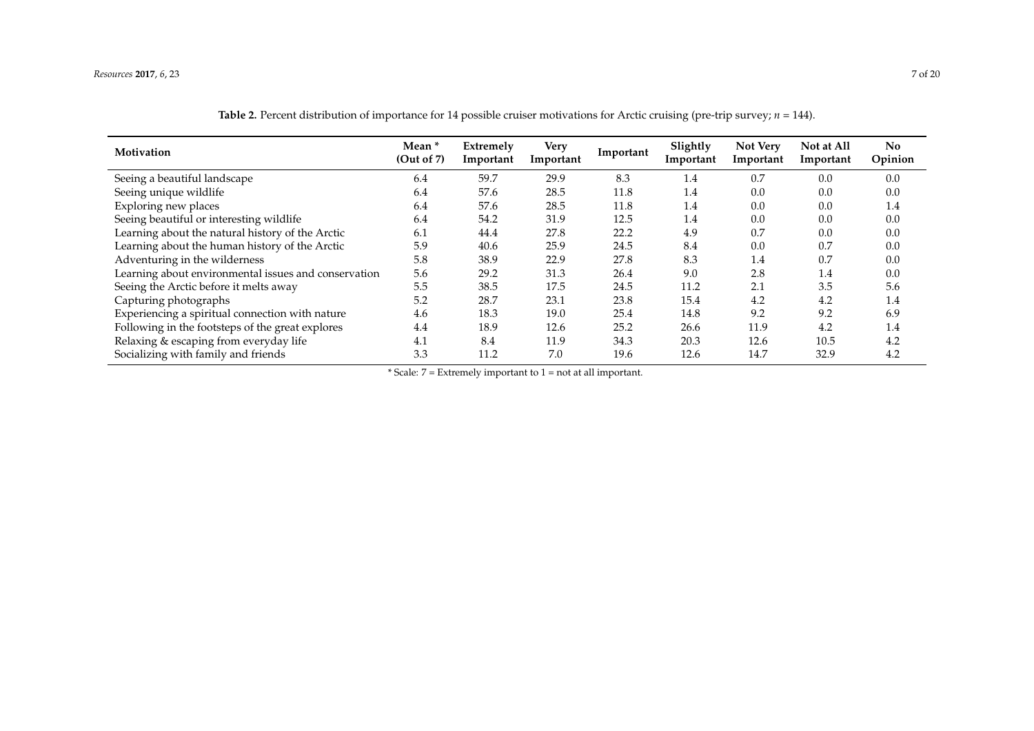**Table 2.** Percent distribution of importance for 14 possible cruiser motivations for Arctic cruising (pre-trip survey; $n = 144$).

| Motivation | Mean * (Out of 7) | Extremely Important | Very Important | Important | Slightly Important | Not Very Important | Not at All Important | No Opinion |
|---|---|---|---|---|---|---|---|---|
| Seeing a beautiful landscape | 6.4 | 59.7 | 29.9 | 8.3 | 1.4 | 0.7 | 0.0 | 0.0 |
| Seeing unique wildlife | 6.4 | 57.6 | 28.5 | 11.8 | 1.4 | 0.0 | 0.0 | 0.0 |
| Exploring new places | 6.4 | 57.6 | 28.5 | 11.8 | 1.4 | 0.0 | 0.0 | 1.4 |
| Seeing beautiful or interesting wildlife | 6.4 | 54.2 | 31.9 | 12.5 | 1.4 | 0.0 | 0.0 | 0.0 |
| Learning about the natural history of the Arctic | 6.1 | 44.4 | 27.8 | 22.2 | 4.9 | 0.7 | 0.0 | 0.0 |
| Learning about the human history of the Arctic | 5.9 | 40.6 | 25.9 | 24.5 | 8.4 | 0.0 | 0.7 | 0.0 |
| Adventuring in the wilderness | 5.8 | 38.9 | 22.9 | 27.8 | 8.3 | 1.4 | 0.7 | 0.0 |
| Learning about environmental issues and conservation | 5.6 | 29.2 | 31.3 | 26.4 | 9.0 | 2.8 | 1.4 | 0.0 |
| Seeing the Arctic before it melts away | 5.5 | 38.5 | 17.5 | 24.5 | 11.2 | 2.1 | 3.5 | 5.6 |
| Capturing photographs | 5.2 | 28.7 | 23.1 | 23.8 | 15.4 | 4.2 | 4.2 | 1.4 |
| Experiencing a spiritual connection with nature | 4.6 | 18.3 | 19.0 | 25.4 | 14.8 | 9.2 | 9.2 | 6.9 |
| Following in the footsteps of the great explores | 4.4 | 18.9 | 12.6 | 25.2 | 26.6 | 11.9 | 4.2 | 1.4 |
| Relaxing & escaping from everyday life | 4.1 | 8.4 | 11.9 | 34.3 | 20.3 | 12.6 | 10.5 | 4.2 |
| Socializing with family and friends | 3.3 | 11.2 | 7.0 | 19.6 | 12.6 | 14.7 | 32.9 | 4.2 |

* Scale: 7 = Extremely important to 1 = not at all important.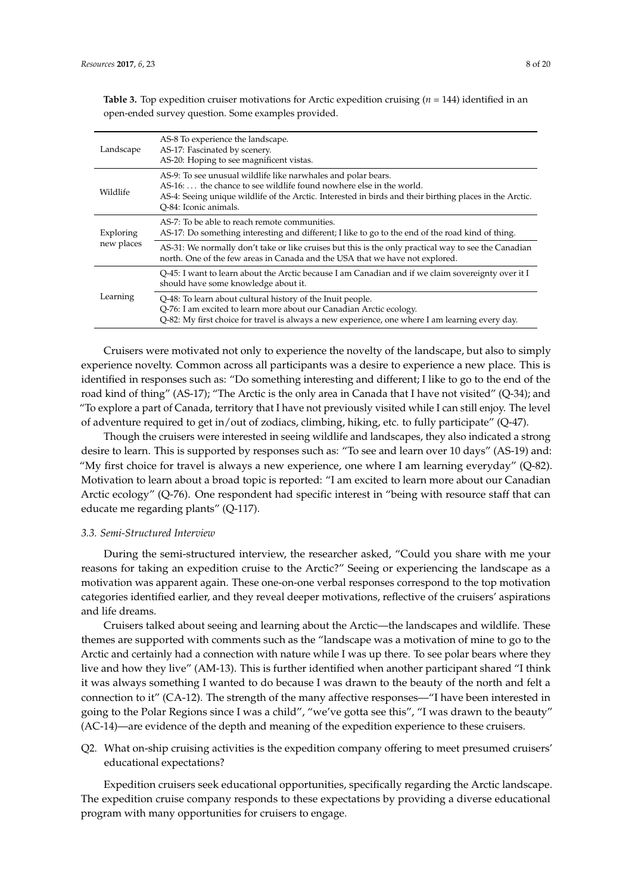**Table 3.** Top expedition cruiser motivations for Arctic expedition cruising ($n$ = 144) identified in an open-ended survey question. Some examples provided.

| | |
|---|---|
| Landscape | AS-8 To experience the landscape.<br>AS-17: Fascinated by scenery.<br>AS-20: Hoping to see magnificent vistas. |
| Wildlife | AS-9: To see unusual wildlife like narwhales and polar bears.<br>AS-16: . . . the chance to see wildlife found nowhere else in the world.<br>AS-4: Seeing unique wildlife of the Arctic. Interested in birds and their birthing places in the Arctic.<br>Q-84: Iconic animals. |
| Exploring new places | AS-7: To be able to reach remote communities.<br>AS-17: Do something interesting and different; I like to go to the end of the road kind of thing. |
| | AS-31: We normally don't take or like cruises but this is the only practical way to see the Canadian north. One of the few areas in Canada and the USA that we have not explored. |
| Learning | Q-45: I want to learn about the Arctic because I am Canadian and if we claim sovereignty over it I should have some knowledge about it. |
| | Q-48: To learn about cultural history of the Inuit people.<br>Q-76: I am excited to learn more about our Canadian Arctic ecology.<br>Q-82: My first choice for travel is always a new experience, one where I am learning every day. |

Cruisers were motivated not only to experience the novelty of the landscape, but also to simply experience novelty. Common across all participants was a desire to experience a new place. This is identified in responses such as: "Do something interesting and different; I like to go to the end of the road kind of thing" (AS-17); "The Arctic is the only area in Canada that I have not visited" (Q-34); and "To explore a part of Canada, territory that I have not previously visited while I can still enjoy. The level of adventure required to get in/out of zodiacs, climbing, hiking, etc. to fully participate" (Q-47).

Though the cruisers were interested in seeing wildlife and landscapes, they also indicated a strong desire to learn. This is supported by responses such as: "To see and learn over 10 days" (AS-19) and: "My first choice for travel is always a new experience, one where I am learning everyday" (Q-82). Motivation to learn about a broad topic is reported: "I am excited to learn more about our Canadian Arctic ecology" (Q-76). One respondent had specific interest in "being with resource staff that can educate me regarding plants" (Q-117).

### *3.3. Semi-Structured Interview*

During the semi-structured interview, the researcher asked, "Could you share with me your reasons for taking an expedition cruise to the Arctic?" Seeing or experiencing the landscape as a motivation was apparent again. These one-on-one verbal responses correspond to the top motivation categories identified earlier, and they reveal deeper motivations, reflective of the cruisers' aspirations and life dreams.

Cruisers talked about seeing and learning about the Arctic—the landscapes and wildlife. These themes are supported with comments such as the "landscape was a motivation of mine to go to the Arctic and certainly had a connection with nature while I was up there. To see polar bears where they live and how they live" (AM-13). This is further identified when another participant shared "I think it was always something I wanted to do because I was drawn to the beauty of the north and felt a connection to it" (CA-12). The strength of the many affective responses—"I have been interested in going to the Polar Regions since I was a child", "we've gotta see this", "I was drawn to the beauty" (AC-14)—are evidence of the depth and meaning of the expedition experience to these cruisers.

Q2. What on-ship cruising activities is the expedition company offering to meet presumed cruisers' educational expectations?

Expedition cruisers seek educational opportunities, specifically regarding the Arctic landscape. The expedition cruise company responds to these expectations by providing a diverse educational program with many opportunities for cruisers to engage.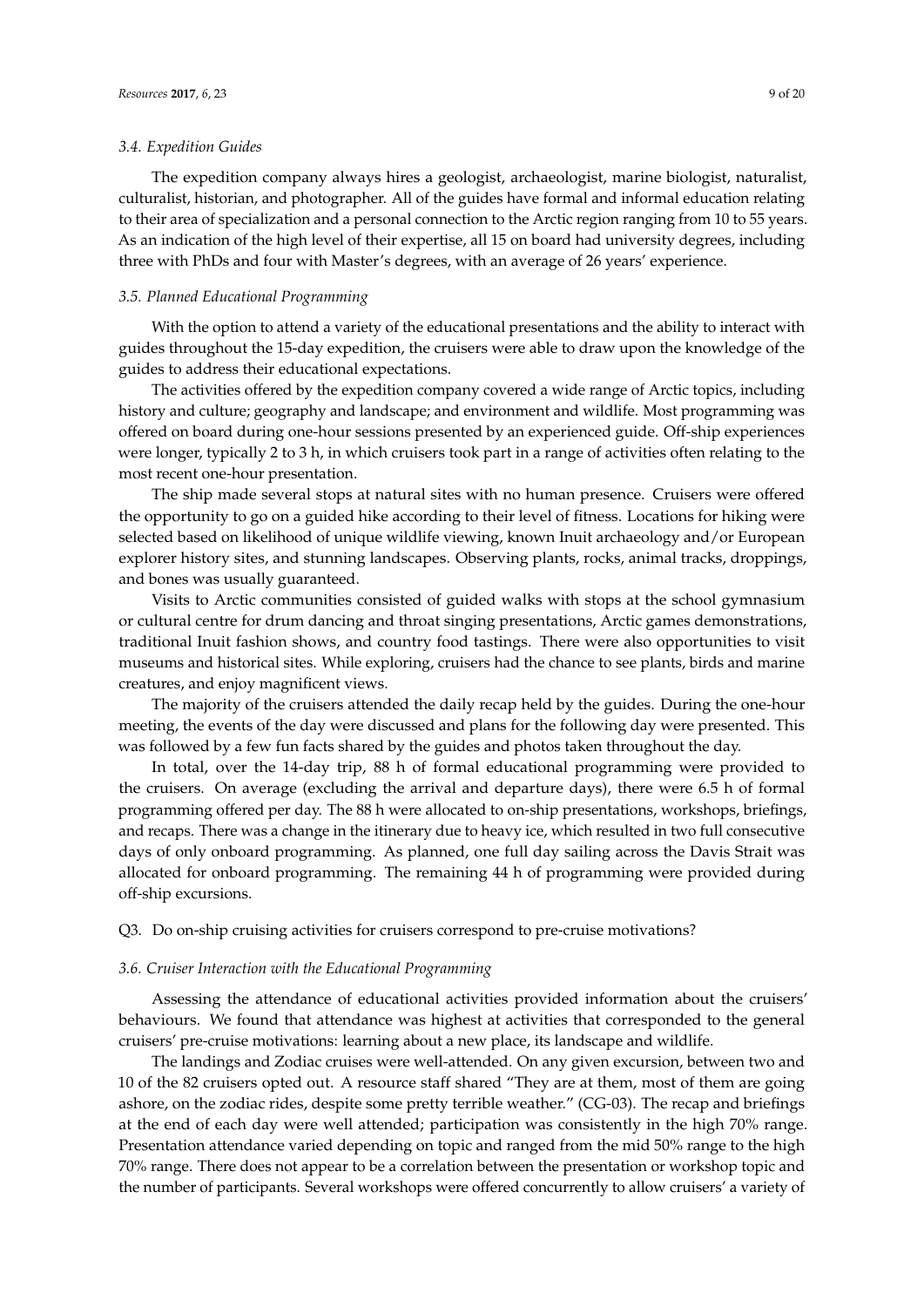### 3.4. Expedition Guides

The expedition company always hires a geologist, archaeologist, marine biologist, naturalist, culturalist, historian, and photographer. All of the guides have formal and informal education relating to their area of specialization and a personal connection to the Arctic region ranging from 10 to 55 years. As an indication of the high level of their expertise, all 15 on board had university degrees, including three with PhDs and four with Master's degrees, with an average of 26 years' experience.

### 3.5. Planned Educational Programming

With the option to attend a variety of the educational presentations and the ability to interact with guides throughout the 15-day expedition, the cruisers were able to draw upon the knowledge of the guides to address their educational expectations.

The activities offered by the expedition company covered a wide range of Arctic topics, including history and culture; geography and landscape; and environment and wildlife. Most programming was offered on board during one-hour sessions presented by an experienced guide. Off-ship experiences were longer, typically 2 to 3 h, in which cruisers took part in a range of activities often relating to the most recent one-hour presentation.

The ship made several stops at natural sites with no human presence. Cruisers were offered the opportunity to go on a guided hike according to their level of fitness. Locations for hiking were selected based on likelihood of unique wildlife viewing, known Inuit archaeology and/or European explorer history sites, and stunning landscapes. Observing plants, rocks, animal tracks, droppings, and bones was usually guaranteed.

Visits to Arctic communities consisted of guided walks with stops at the school gymnasium or cultural centre for drum dancing and throat singing presentations, Arctic games demonstrations, traditional Inuit fashion shows, and country food tastings. There were also opportunities to visit museums and historical sites. While exploring, cruisers had the chance to see plants, birds and marine creatures, and enjoy magnificent views.

The majority of the cruisers attended the daily recap held by the guides. During the one-hour meeting, the events of the day were discussed and plans for the following day were presented. This was followed by a few fun facts shared by the guides and photos taken throughout the day.

In total, over the 14-day trip, 88 h of formal educational programming were provided to the cruisers. On average (excluding the arrival and departure days), there were 6.5 h of formal programming offered per day. The 88 h were allocated to on-ship presentations, workshops, briefings, and recaps. There was a change in the itinerary due to heavy ice, which resulted in two full consecutive days of only onboard programming. As planned, one full day sailing across the Davis Strait was allocated for onboard programming. The remaining 44 h of programming were provided during off-ship excursions.

Q3. Do on-ship cruising activities for cruisers correspond to pre-cruise motivations?

### 3.6. Cruiser Interaction with the Educational Programming

Assessing the attendance of educational activities provided information about the cruisers' behaviours. We found that attendance was highest at activities that corresponded to the general cruisers' pre-cruise motivations: learning about a new place, its landscape and wildlife.

The landings and Zodiac cruises were well-attended. On any given excursion, between two and 10 of the 82 cruisers opted out. A resource staff shared "They are at them, most of them are going ashore, on the zodiac rides, despite some pretty terrible weather." (CG-03). The recap and briefings at the end of each day were well attended; participation was consistently in the high 70% range. Presentation attendance varied depending on topic and ranged from the mid 50% range to the high 70% range. There does not appear to be a correlation between the presentation or workshop topic and the number of participants. Several workshops were offered concurrently to allow cruisers' a variety of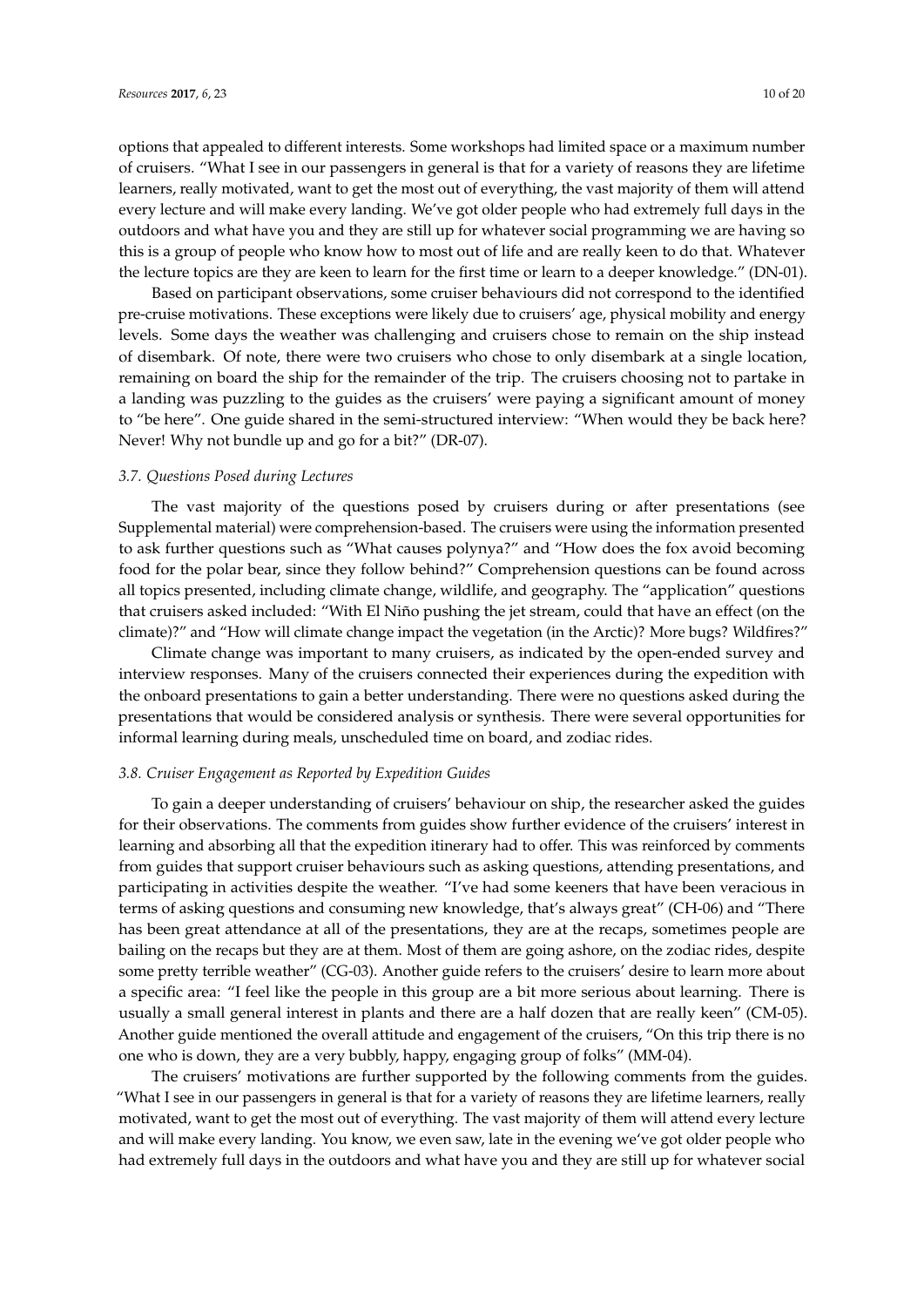options that appealed to different interests. Some workshops had limited space or a maximum number of cruisers. "What I see in our passengers in general is that for a variety of reasons they are lifetime learners, really motivated, want to get the most out of everything, the vast majority of them will attend every lecture and will make every landing. We've got older people who had extremely full days in the outdoors and what have you and they are still up for whatever social programming we are having so this is a group of people who know how to most out of life and are really keen to do that. Whatever the lecture topics are they are keen to learn for the first time or learn to a deeper knowledge." (DN-01).

Based on participant observations, some cruiser behaviours did not correspond to the identified pre-cruise motivations. These exceptions were likely due to cruisers' age, physical mobility and energy levels. Some days the weather was challenging and cruisers chose to remain on the ship instead of disembark. Of note, there were two cruisers who chose to only disembark at a single location, remaining on board the ship for the remainder of the trip. The cruisers choosing not to partake in a landing was puzzling to the guides as the cruisers' were paying a significant amount of money to "be here". One guide shared in the semi-structured interview: "When would they be back here? Never! Why not bundle up and go for a bit?" (DR-07).

### *3.7. Questions Posed during Lectures*

The vast majority of the questions posed by cruisers during or after presentations (see Supplemental material) were comprehension-based. The cruisers were using the information presented to ask further questions such as "What causes polynya?" and "How does the fox avoid becoming food for the polar bear, since they follow behind?" Comprehension questions can be found across all topics presented, including climate change, wildlife, and geography. The "application" questions that cruisers asked included: "With El Niño pushing the jet stream, could that have an effect (on the climate)?" and "How will climate change impact the vegetation (in the Arctic)? More bugs? Wildfires?"

Climate change was important to many cruisers, as indicated by the open-ended survey and interview responses. Many of the cruisers connected their experiences during the expedition with the onboard presentations to gain a better understanding. There were no questions asked during the presentations that would be considered analysis or synthesis. There were several opportunities for informal learning during meals, unscheduled time on board, and zodiac rides.

### *3.8. Cruiser Engagement as Reported by Expedition Guides*

To gain a deeper understanding of cruisers' behaviour on ship, the researcher asked the guides for their observations. The comments from guides show further evidence of the cruisers' interest in learning and absorbing all that the expedition itinerary had to offer. This was reinforced by comments from guides that support cruiser behaviours such as asking questions, attending presentations, and participating in activities despite the weather. "I've had some keeners that have been veracious in terms of asking questions and consuming new knowledge, that's always great" (CH-06) and "There has been great attendance at all of the presentations, they are at the recaps, sometimes people are bailing on the recaps but they are at them. Most of them are going ashore, on the zodiac rides, despite some pretty terrible weather" (CG-03). Another guide refers to the cruisers' desire to learn more about a specific area: "I feel like the people in this group are a bit more serious about learning. There is usually a small general interest in plants and there are a half dozen that are really keen" (CM-05). Another guide mentioned the overall attitude and engagement of the cruisers, "On this trip there is no one who is down, they are a very bubbly, happy, engaging group of folks" (MM-04).

The cruisers' motivations are further supported by the following comments from the guides. "What I see in our passengers in general is that for a variety of reasons they are lifetime learners, really motivated, want to get the most out of everything. The vast majority of them will attend every lecture and will make every landing. You know, we even saw, late in the evening we've got older people who had extremely full days in the outdoors and what have you and they are still up for whatever social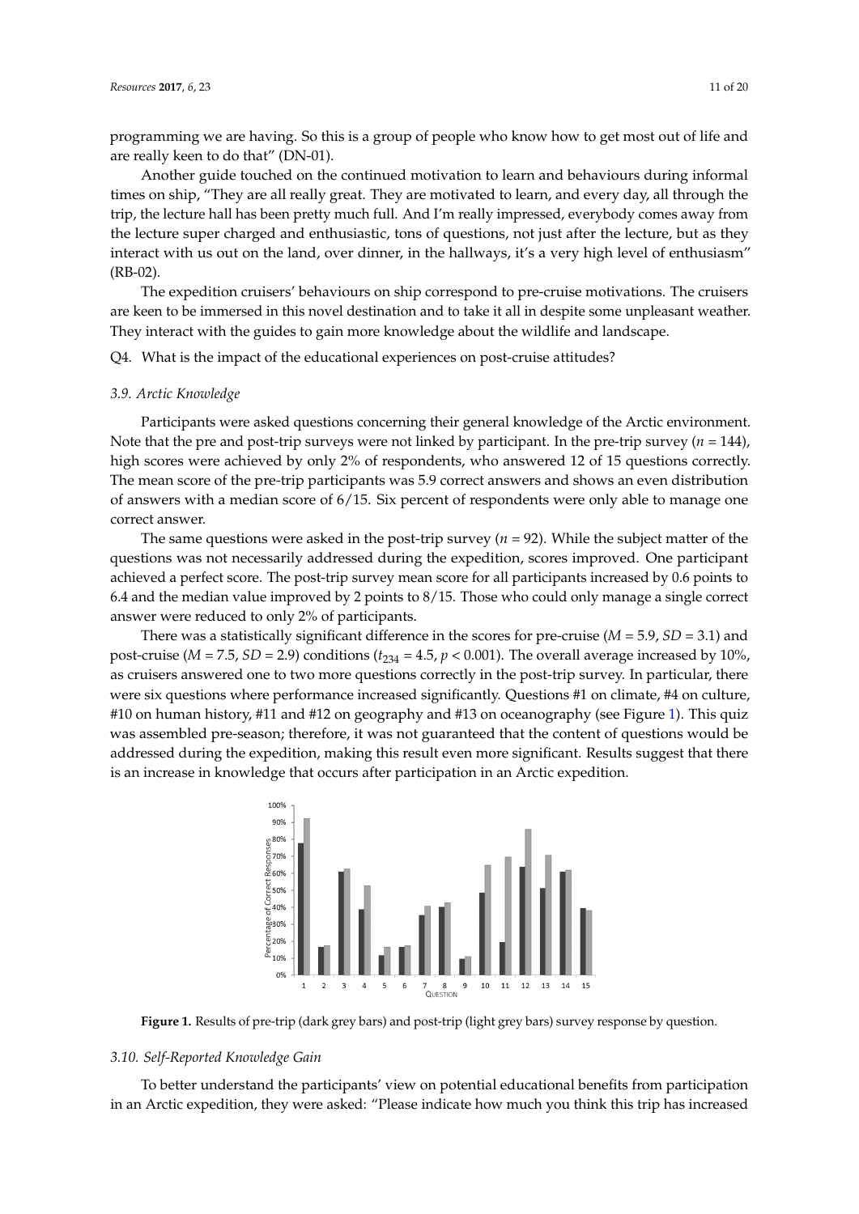programming we are having. So this is a group of people who know how to get most out of life and are really keen to do that" (DN-01).

Another guide touched on the continued motivation to learn and behaviours during informal times on ship, "They are all really great. They are motivated to learn, and every day, all through the trip, the lecture hall has been pretty much full. And I'm really impressed, everybody comes away from the lecture super charged and enthusiastic, tons of questions, not just after the lecture, but as they interact with us out on the land, over dinner, in the hallways, it's a very high level of enthusiasm" (RB-02).

The expedition cruisers' behaviours on ship correspond to pre-cruise motivations. The cruisers are keen to be immersed in this novel destination and to take it all in despite some unpleasant weather. They interact with the guides to gain more knowledge about the wildlife and landscape.

Q4. What is the impact of the educational experiences on post-cruise attitudes?

### 3.9. Arctic Knowledge

Participants were asked questions concerning their general knowledge of the Arctic environment. Note that the pre and post-trip surveys were not linked by participant. In the pre-trip survey ($n$ = 144), high scores were achieved by only 2% of respondents, who answered 12 of 15 questions correctly. The mean score of the pre-trip participants was 5.9 correct answers and shows an even distribution of answers with a median score of 6/15. Six percent of respondents were only able to manage one correct answer.

The same questions were asked in the post-trip survey ($n$ = 92). While the subject matter of the questions was not necessarily addressed during the expedition, scores improved. One participant achieved a perfect score. The post-trip survey mean score for all participants increased by 0.6 points to 6.4 and the median value improved by 2 points to 8/15. Those who could only manage a single correct answer were reduced to only 2% of participants.

There was a statistically significant difference in the scores for pre-cruise ($M$ = 5.9, $SD$ = 3.1) and post-cruise ($M$ = 7.5, $SD$ = 2.9) conditions ($t_{234}$ = 4.5, $p$ < 0.001). The overall average increased by 10%, as cruisers answered one to two more questions correctly in the post-trip survey. In particular, there were six questions where performance increased significantly. Questions #1 on climate, #4 on culture, #10 on human history, #11 and #12 on geography and #13 on oceanography (see Figure 1). This quiz was assembled pre-season; therefore, it was not guaranteed that the content of questions would be addressed during the expedition, making this result even more significant. Results suggest that there is an increase in knowledge that occurs after participation in an Arctic expedition.

**Figure 1.** Results of pre-trip (dark grey bars) and post-trip (light grey bars) survey response by question.

### 3.10. Self-Reported Knowledge Gain

To better understand the participants' view on potential educational benefits from participation in an Arctic expedition, they were asked: "Please indicate how much you think this trip has increased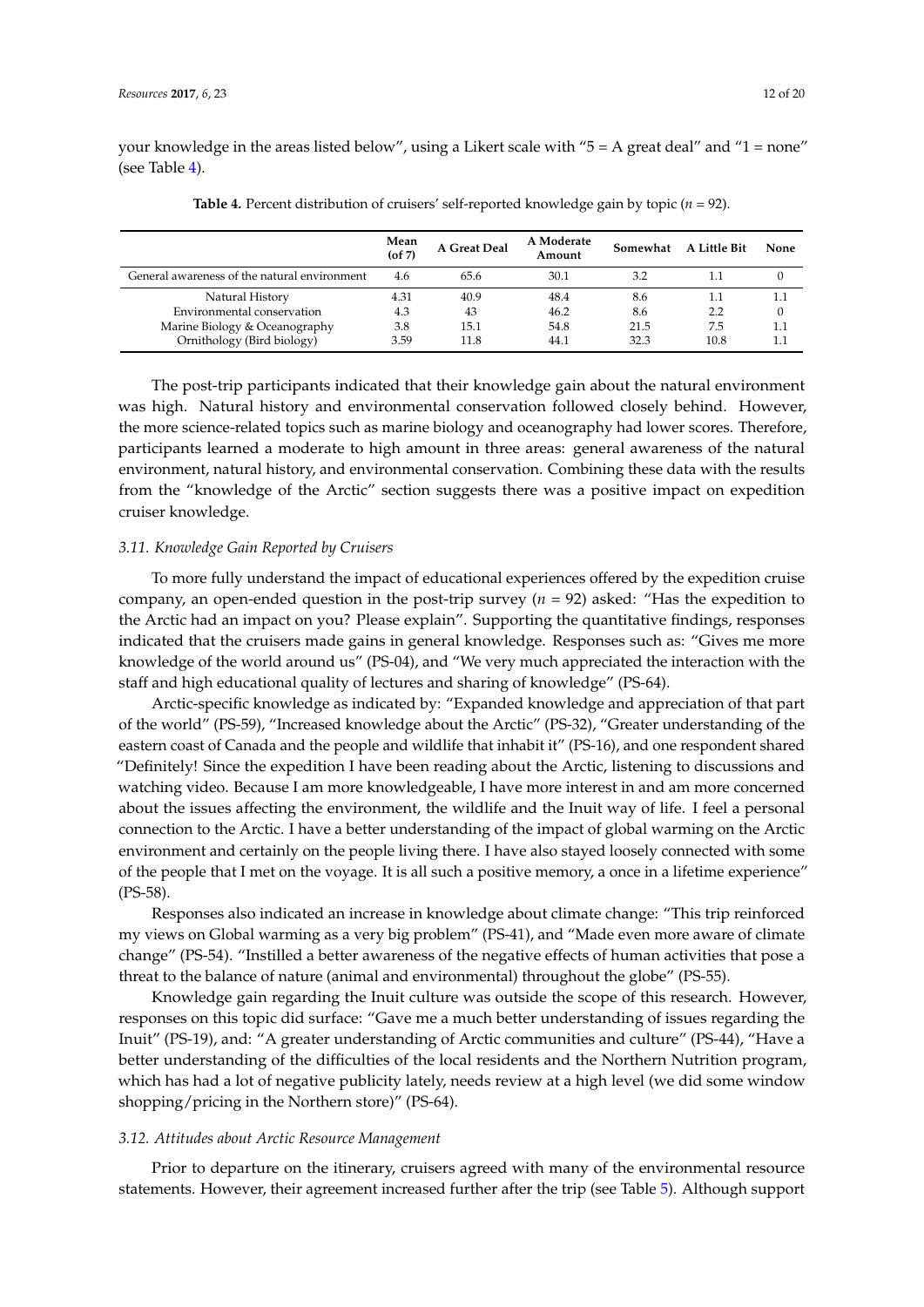your knowledge in the areas listed below", using a Likert scale with "5 = A great deal" and "1 = none" (see Table 4).

**Table 4.** Percent distribution of cruisers' self-reported knowledge gain by topic ($n$ = 92).

| | Mean (of 7) | A Great Deal | A Moderate Amount | Somewhat | A Little Bit | None |
|---|---|---|---|---|---|---|
| General awareness of the natural environment | 4.6 | 65.6 | 30.1 | 3.2 | 1.1 | 0 |
| Natural History | 4.31 | 40.9 | 48.4 | 8.6 | 1.1 | 1.1 |
| Environmental conservation | 4.3 | 43 | 46.2 | 8.6 | 2.2 | 0 |
| Marine Biology & Oceanography | 3.8 | 15.1 | 54.8 | 21.5 | 7.5 | 1.1 |
| Ornithology (Bird biology) | 3.59 | 11.8 | 44.1 | 32.3 | 10.8 | 1.1 |

The post-trip participants indicated that their knowledge gain about the natural environment was high. Natural history and environmental conservation followed closely behind. However, the more science-related topics such as marine biology and oceanography had lower scores. Therefore, participants learned a moderate to high amount in three areas: general awareness of the natural environment, natural history, and environmental conservation. Combining these data with the results from the "knowledge of the Arctic" section suggests there was a positive impact on expedition cruiser knowledge.

### 3.11. Knowledge Gain Reported by Cruisers

To more fully understand the impact of educational experiences offered by the expedition cruise company, an open-ended question in the post-trip survey ($n$ = 92) asked: "Has the expedition to the Arctic had an impact on you? Please explain". Supporting the quantitative findings, responses indicated that the cruisers made gains in general knowledge. Responses such as: "Gives me more knowledge of the world around us" (PS-04), and "We very much appreciated the interaction with the staff and high educational quality of lectures and sharing of knowledge" (PS-64).

Arctic-specific knowledge as indicated by: "Expanded knowledge and appreciation of that part of the world" (PS-59), "Increased knowledge about the Arctic" (PS-32), "Greater understanding of the eastern coast of Canada and the people and wildlife that inhabit it" (PS-16), and one respondent shared "Definitely! Since the expedition I have been reading about the Arctic, listening to discussions and watching video. Because I am more knowledgeable, I have more interest in and am more concerned about the issues affecting the environment, the wildlife and the Inuit way of life. I feel a personal connection to the Arctic. I have a better understanding of the impact of global warming on the Arctic environment and certainly on the people living there. I have also stayed loosely connected with some of the people that I met on the voyage. It is all such a positive memory, a once in a lifetime experience" (PS-58).

Responses also indicated an increase in knowledge about climate change: "This trip reinforced my views on Global warming as a very big problem" (PS-41), and "Made even more aware of climate change" (PS-54). "Instilled a better awareness of the negative effects of human activities that pose a threat to the balance of nature (animal and environmental) throughout the globe" (PS-55).

Knowledge gain regarding the Inuit culture was outside the scope of this research. However, responses on this topic did surface: "Gave me a much better understanding of issues regarding the Inuit" (PS-19), and: "A greater understanding of Arctic communities and culture" (PS-44), "Have a better understanding of the difficulties of the local residents and the Northern Nutrition program, which has had a lot of negative publicity lately, needs review at a high level (we did some window shopping/pricing in the Northern store)" (PS-64).

### 3.12. Attitudes about Arctic Resource Management

Prior to departure on the itinerary, cruisers agreed with many of the environmental resource statements. However, their agreement increased further after the trip (see Table 5). Although support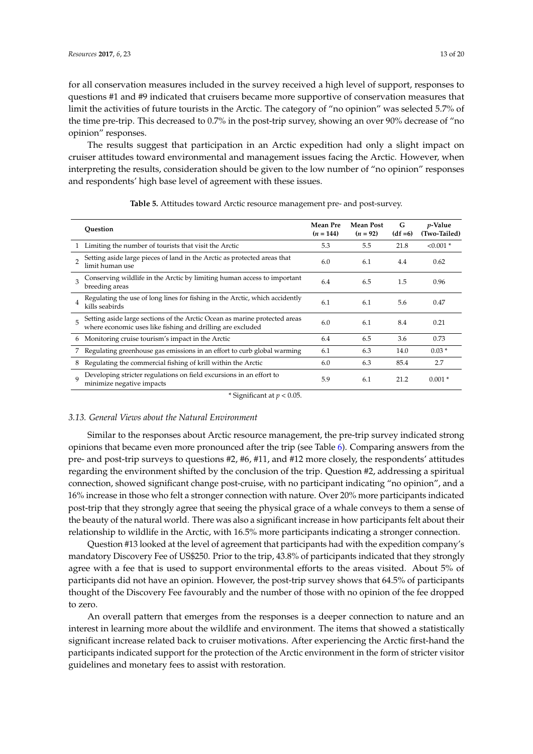for all conservation measures included in the survey received a high level of support, responses to questions #1 and #9 indicated that cruisers became more supportive of conservation measures that limit the activities of future tourists in the Arctic. The category of "no opinion" was selected 5.7% of the time pre-trip. This decreased to 0.7% in the post-trip survey, showing an over 90% decrease of "no opinion" responses.

The results suggest that participation in an Arctic expedition had only a slight impact on cruiser attitudes toward environmental and management issues facing the Arctic. However, when interpreting the results, consideration should be given to the low number of "no opinion" responses and respondents' high base level of agreement with these issues.

**Table 5.** Attitudes toward Arctic resource management pre- and post-survey.

| | Question | Mean Pre ($n$ = 144) | Mean Post ($n$ = 92) | G (df = 6) | $p$-Value (Two-Tailed) |
|---|---|---|---|---|---|
| 1 | Limiting the number of tourists that visit the Arctic | 5.3 | 5.5 | 21.8 | <0.001 * |
| 2 | Setting aside large pieces of land in the Arctic as protected areas that limit human use | 6.0 | 6.1 | 4.4 | 0.62 |
| 3 | Conserving wildlife in the Arctic by limiting human access to important breeding areas | 6.4 | 6.5 | 1.5 | 0.96 |
| 4 | Regulating the use of long lines for fishing in the Arctic, which accidently kills seabirds | 6.1 | 6.1 | 5.6 | 0.47 |
| 5 | Setting aside large sections of the Arctic Ocean as marine protected areas where economic uses like fishing and drilling are excluded | 6.0 | 6.1 | 8.4 | 0.21 |
| 6 | Monitoring cruise tourism's impact in the Arctic | 6.4 | 6.5 | 3.6 | 0.73 |
| 7 | Regulating greenhouse gas emissions in an effort to curb global warming | 6.1 | 6.3 | 14.0 | 0.03 * |
| 8 | Regulating the commercial fishing of krill within the Arctic | 6.0 | 6.3 | 85.4 | 2.7 |
| 9 | Developing stricter regulations on field excursions in an effort to minimize negative impacts | 5.9 | 6.1 | 21.2 | 0.001 * |

\* Significant at $p < 0.05$.

### *3.13. General Views about the Natural Environment*

Similar to the responses about Arctic resource management, the pre-trip survey indicated strong opinions that became even more pronounced after the trip (see Table 6). Comparing answers from the pre- and post-trip surveys to questions #2, #6, #11, and #12 more closely, the respondents' attitudes regarding the environment shifted by the conclusion of the trip. Question #2, addressing a spiritual connection, showed significant change post-cruise, with no participant indicating "no opinion", and a 16% increase in those who felt a stronger connection with nature. Over 20% more participants indicated post-trip that they strongly agree that seeing the physical grace of a whale conveys to them a sense of the beauty of the natural world. There was also a significant increase in how participants felt about their relationship to wildlife in the Arctic, with 16.5% more participants indicating a stronger connection.

Question #13 looked at the level of agreement that participants had with the expedition company's mandatory Discovery Fee of US$250. Prior to the trip, 43.8% of participants indicated that they strongly agree with a fee that is used to support environmental efforts to the areas visited. About 5% of participants did not have an opinion. However, the post-trip survey shows that 64.5% of participants thought of the Discovery Fee favourably and the number of those with no opinion of the fee dropped to zero.

An overall pattern that emerges from the responses is a deeper connection to nature and an interest in learning more about the wildlife and environment. The items that showed a statistically significant increase related back to cruiser motivations. After experiencing the Arctic first-hand the participants indicated support for the protection of the Arctic environment in the form of stricter visitor guidelines and monetary fees to assist with restoration.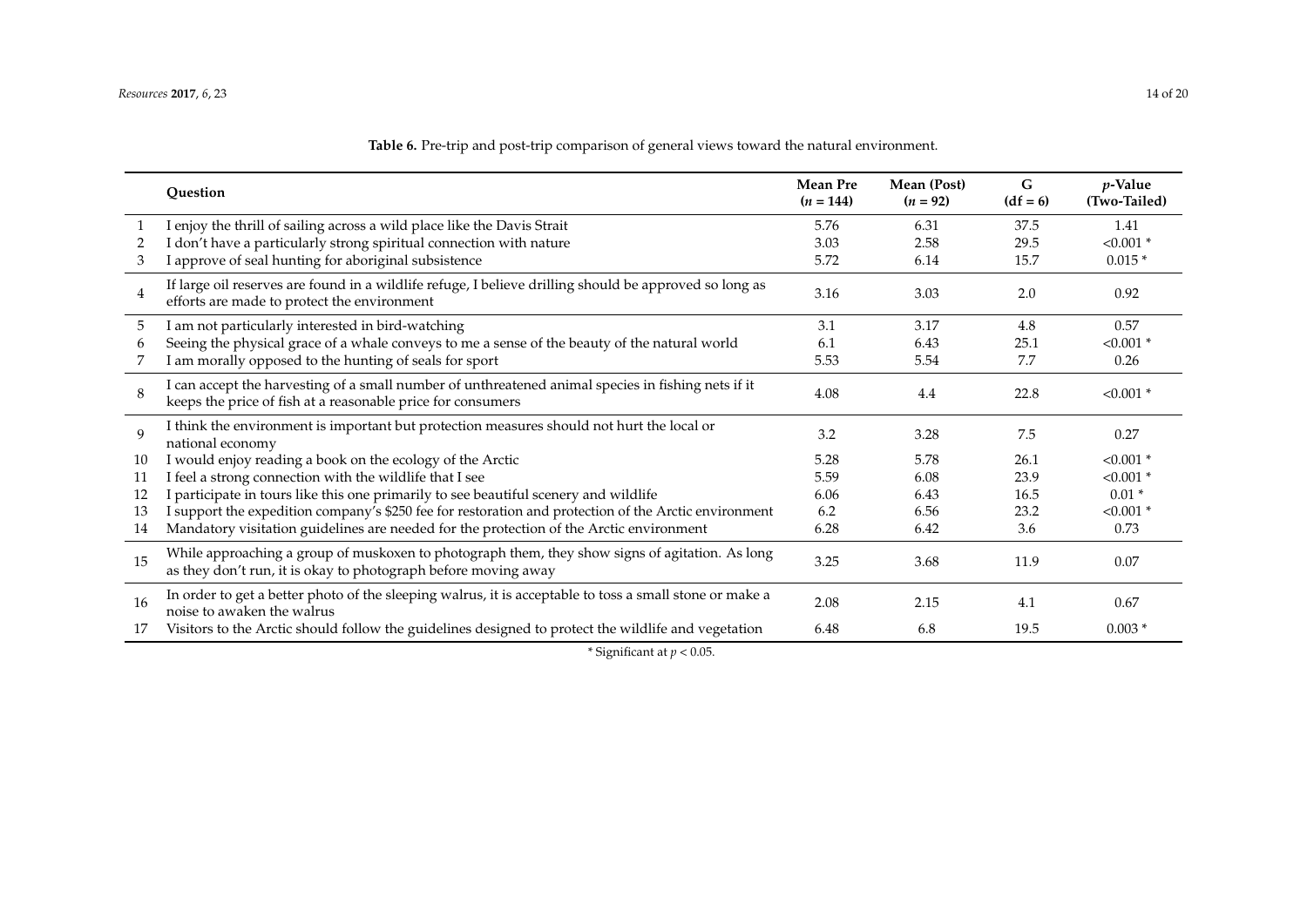**Table 6.** Pre-trip and post-trip comparison of general views toward the natural environment.

| | Question | Mean Pre ($n$ = 144) | Mean (Post) ($n$ = 92) | G (df = 6) | $p$-Value (Two-Tailed) |
|---|---|---|---|---|---|
| 1 | I enjoy the thrill of sailing across a wild place like the Davis Strait | 5.76 | 6.31 | 37.5 | 1.41 |
| 2 | I don't have a particularly strong spiritual connection with nature | 3.03 | 2.58 | 29.5 | <0.001 * |
| 3 | I approve of seal hunting for aboriginal subsistence | 5.72 | 6.14 | 15.7 | 0.015 * |
| 4 | If large oil reserves are found in a wildlife refuge, I believe drilling should be approved so long as efforts are made to protect the environment | 3.16 | 3.03 | 2.0 | 0.92 |
| 5 | I am not particularly interested in bird-watching | 3.1 | 3.17 | 4.8 | 0.57 |
| 6 | Seeing the physical grace of a whale conveys to me a sense of the beauty of the natural world | 6.1 | 6.43 | 25.1 | <0.001 * |
| 7 | I am morally opposed to the hunting of seals for sport | 5.53 | 5.54 | 7.7 | 0.26 |
| 8 | I can accept the harvesting of a small number of unthreatened animal species in fishing nets if it keeps the price of fish at a reasonable price for consumers | 4.08 | 4.4 | 22.8 | <0.001 * |
| 9 | I think the environment is important but protection measures should not hurt the local or national economy | 3.2 | 3.28 | 7.5 | 0.27 |
| 10 | I would enjoy reading a book on the ecology of the Arctic | 5.28 | 5.78 | 26.1 | <0.001 * |
| 11 | I feel a strong connection with the wildlife that I see | 5.59 | 6.08 | 23.9 | <0.001 * |
| 12 | I participate in tours like this one primarily to see beautiful scenery and wildlife | 6.06 | 6.43 | 16.5 | 0.01 * |
| 13 | I support the expedition company's $250 fee for restoration and protection of the Arctic environment | 6.2 | 6.56 | 23.2 | <0.001 * |
| 14 | Mandatory visitation guidelines are needed for the protection of the Arctic environment | 6.28 | 6.42 | 3.6 | 0.73 |
| 15 | While approaching a group of muskoxen to photograph them, they show signs of agitation. As long as they don't run, it is okay to photograph before moving away | 3.25 | 3.68 | 11.9 | 0.07 |
| 16 | In order to get a better photo of the sleeping walrus, it is acceptable to toss a small stone or make a noise to awaken the walrus | 2.08 | 2.15 | 4.1 | 0.67 |
| 17 | Visitors to the Arctic should follow the guidelines designed to protect the wildlife and vegetation | 6.48 | 6.8 | 19.5 | 0.003 * |

* Significant at $p < 0.05$.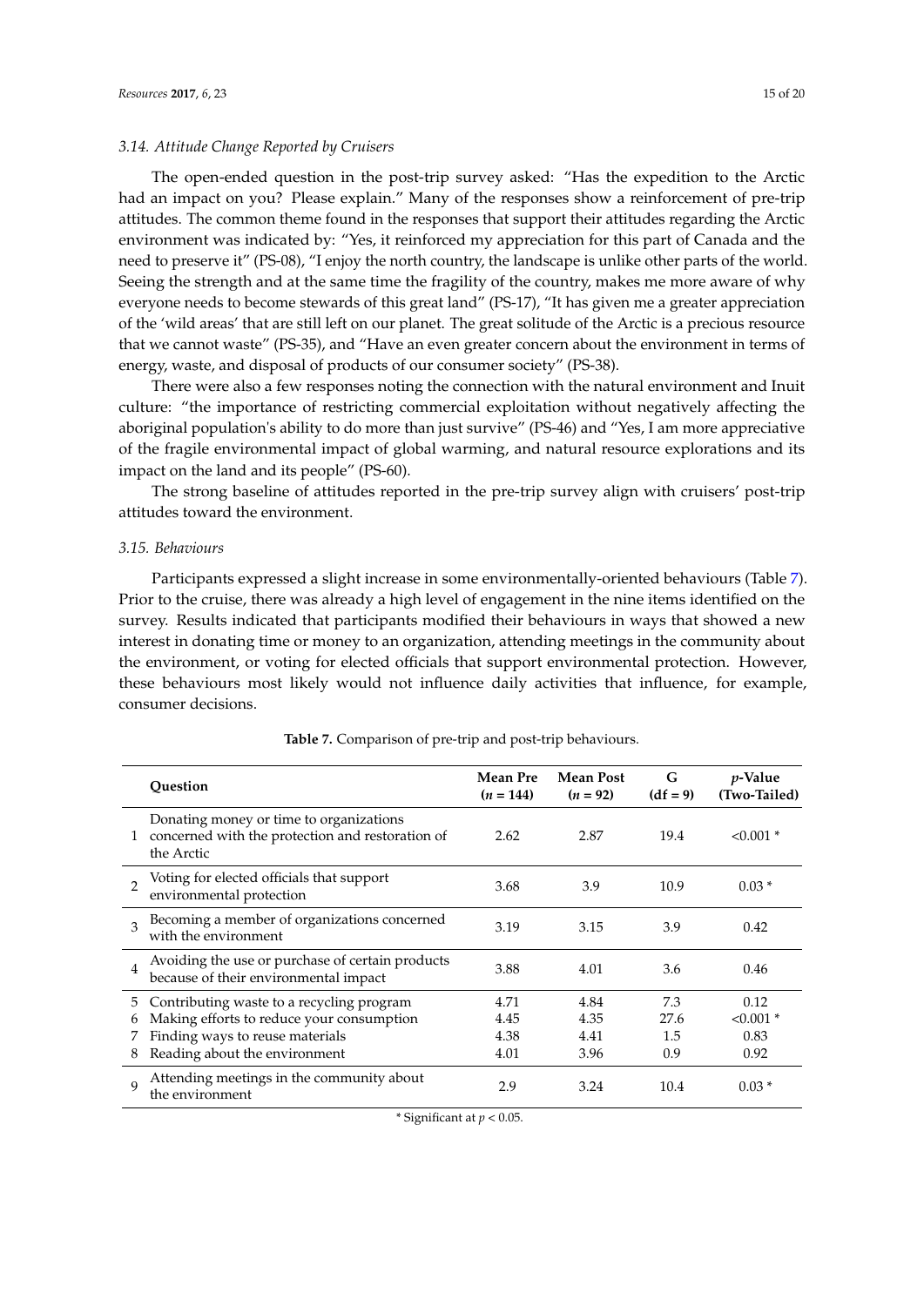### 3.14. Attitude Change Reported by Cruisers

The open-ended question in the post-trip survey asked: "Has the expedition to the Arctic had an impact on you? Please explain." Many of the responses show a reinforcement of pre-trip attitudes. The common theme found in the responses that support their attitudes regarding the Arctic environment was indicated by: "Yes, it reinforced my appreciation for this part of Canada and the need to preserve it" (PS-08), "I enjoy the north country, the landscape is unlike other parts of the world. Seeing the strength and at the same time the fragility of the country, makes me more aware of why everyone needs to become stewards of this great land" (PS-17), "It has given me a greater appreciation of the 'wild areas' that are still left on our planet. The great solitude of the Arctic is a precious resource that we cannot waste" (PS-35), and "Have an even greater concern about the environment in terms of energy, waste, and disposal of products of our consumer society" (PS-38).

There were also a few responses noting the connection with the natural environment and Inuit culture: "the importance of restricting commercial exploitation without negatively affecting the aboriginal population's ability to do more than just survive" (PS-46) and "Yes, I am more appreciative of the fragile environmental impact of global warming, and natural resource explorations and its impact on the land and its people" (PS-60).

The strong baseline of attitudes reported in the pre-trip survey align with cruisers' post-trip attitudes toward the environment.

### 3.15. Behaviours

Participants expressed a slight increase in some environmentally-oriented behaviours (Table 7). Prior to the cruise, there was already a high level of engagement in the nine items identified on the survey. Results indicated that participants modified their behaviours in ways that showed a new interest in donating time or money to an organization, attending meetings in the community about the environment, or voting for elected officials that support environmental protection. However, these behaviours most likely would not influence daily activities that influence, for example, consumer decisions.

**Table 7.** Comparison of pre-trip and post-trip behaviours.

| | Question | Mean Pre ($n$ = 144) | Mean Post ($n$ = 92) | G (df = 9) | $p$-Value (Two-Tailed) |
|---|---|---|---|---|---|
| 1 | Donating money or time to organizations concerned with the protection and restoration of the Arctic | 2.62 | 2.87 | 19.4 | <0.001 * |
| 2 | Voting for elected officials that support environmental protection | 3.68 | 3.9 | 10.9 | 0.03 * |
| 3 | Becoming a member of organizations concerned with the environment | 3.19 | 3.15 | 3.9 | 0.42 |
| 4 | Avoiding the use or purchase of certain products because of their environmental impact | 3.88 | 4.01 | 3.6 | 0.46 |
| 5 | Contributing waste to a recycling program | 4.71 | 4.84 | 7.3 | 0.12 |
| 6 | Making efforts to reduce your consumption | 4.45 | 4.35 | 27.6 | <0.001 * |
| 7 | Finding ways to reuse materials | 4.38 | 4.41 | 1.5 | 0.83 |
| 8 | Reading about the environment | 4.01 | 3.96 | 0.9 | 0.92 |
| 9 | Attending meetings in the community about the environment | 2.9 | 3.24 | 10.4 | 0.03 * |

* Significant at $p < 0.05$.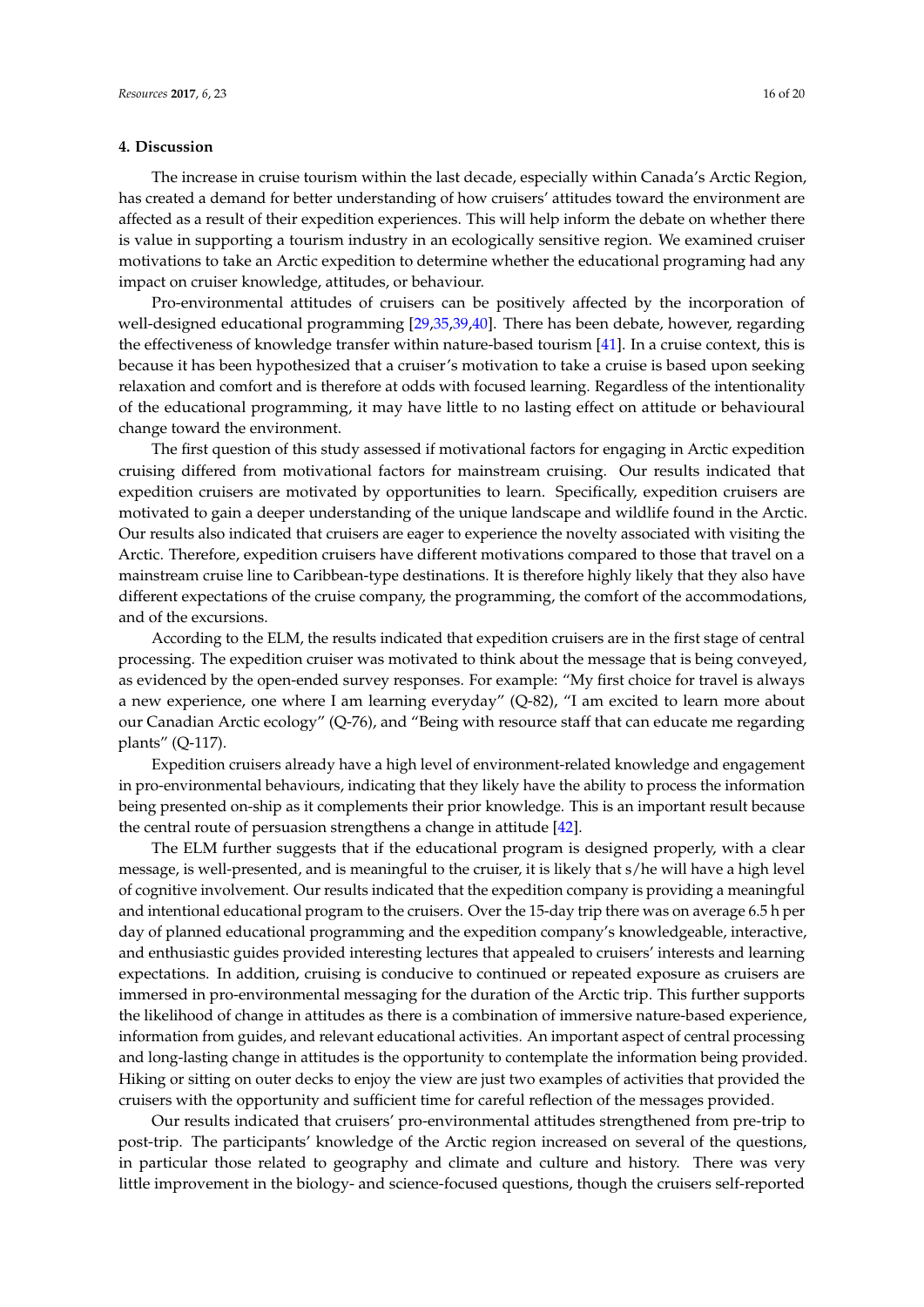## 4. Discussion

The increase in cruise tourism within the last decade, especially within Canada's Arctic Region, has created a demand for better understanding of how cruisers' attitudes toward the environment are affected as a result of their expedition experiences. This will help inform the debate on whether there is value in supporting a tourism industry in an ecologically sensitive region. We examined cruiser motivations to take an Arctic expedition to determine whether the educational programing had any impact on cruiser knowledge, attitudes, or behaviour.

Pro-environmental attitudes of cruisers can be positively affected by the incorporation of well-designed educational programming [29,35,39,40]. There has been debate, however, regarding the effectiveness of knowledge transfer within nature-based tourism [41]. In a cruise context, this is because it has been hypothesized that a cruiser's motivation to take a cruise is based upon seeking relaxation and comfort and is therefore at odds with focused learning. Regardless of the intentionality of the educational programming, it may have little to no lasting effect on attitude or behavioural change toward the environment.

The first question of this study assessed if motivational factors for engaging in Arctic expedition cruising differed from motivational factors for mainstream cruising. Our results indicated that expedition cruisers are motivated by opportunities to learn. Specifically, expedition cruisers are motivated to gain a deeper understanding of the unique landscape and wildlife found in the Arctic. Our results also indicated that cruisers are eager to experience the novelty associated with visiting the Arctic. Therefore, expedition cruisers have different motivations compared to those that travel on a mainstream cruise line to Caribbean-type destinations. It is therefore highly likely that they also have different expectations of the cruise company, the programming, the comfort of the accommodations, and of the excursions.

According to the ELM, the results indicated that expedition cruisers are in the first stage of central processing. The expedition cruiser was motivated to think about the message that is being conveyed, as evidenced by the open-ended survey responses. For example: "My first choice for travel is always a new experience, one where I am learning everyday" (Q-82), "I am excited to learn more about our Canadian Arctic ecology" (Q-76), and "Being with resource staff that can educate me regarding plants" (Q-117).

Expedition cruisers already have a high level of environment-related knowledge and engagement in pro-environmental behaviours, indicating that they likely have the ability to process the information being presented on-ship as it complements their prior knowledge. This is an important result because the central route of persuasion strengthens a change in attitude [42].

The ELM further suggests that if the educational program is designed properly, with a clear message, is well-presented, and is meaningful to the cruiser, it is likely that s/he will have a high level of cognitive involvement. Our results indicated that the expedition company is providing a meaningful and intentional educational program to the cruisers. Over the 15-day trip there was on average 6.5 h per day of planned educational programming and the expedition company's knowledgeable, interactive, and enthusiastic guides provided interesting lectures that appealed to cruisers' interests and learning expectations. In addition, cruising is conducive to continued or repeated exposure as cruisers are immersed in pro-environmental messaging for the duration of the Arctic trip. This further supports the likelihood of change in attitudes as there is a combination of immersive nature-based experience, information from guides, and relevant educational activities. An important aspect of central processing and long-lasting change in attitudes is the opportunity to contemplate the information being provided. Hiking or sitting on outer decks to enjoy the view are just two examples of activities that provided the cruisers with the opportunity and sufficient time for careful reflection of the messages provided.

Our results indicated that cruisers' pro-environmental attitudes strengthened from pre-trip to post-trip. The participants' knowledge of the Arctic region increased on several of the questions, in particular those related to geography and climate and culture and history. There was very little improvement in the biology- and science-focused questions, though the cruisers self-reported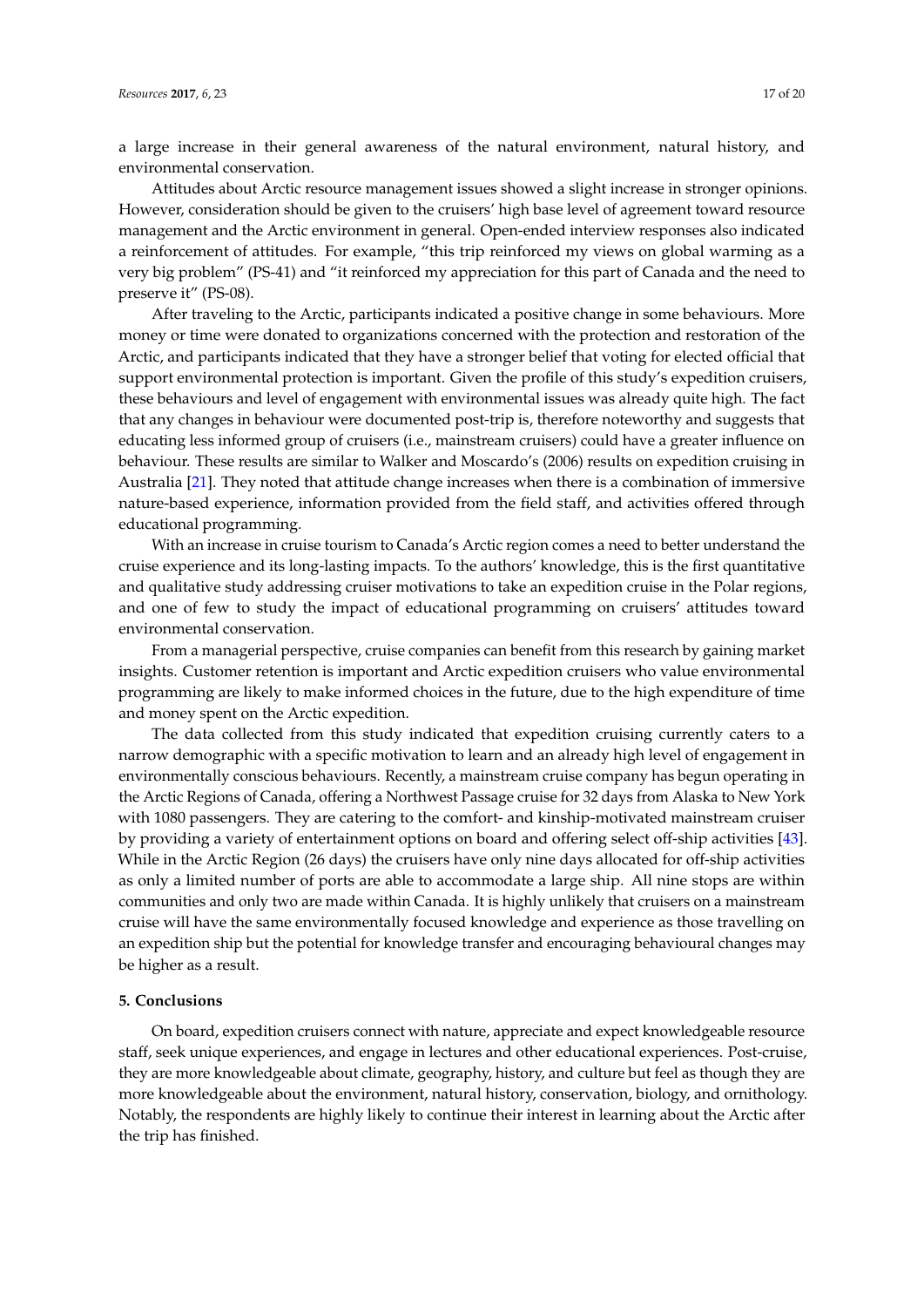a large increase in their general awareness of the natural environment, natural history, and environmental conservation.

Attitudes about Arctic resource management issues showed a slight increase in stronger opinions. However, consideration should be given to the cruisers' high base level of agreement toward resource management and the Arctic environment in general. Open-ended interview responses also indicated a reinforcement of attitudes. For example, "this trip reinforced my views on global warming as a very big problem" (PS-41) and "it reinforced my appreciation for this part of Canada and the need to preserve it" (PS-08).

After traveling to the Arctic, participants indicated a positive change in some behaviours. More money or time were donated to organizations concerned with the protection and restoration of the Arctic, and participants indicated that they have a stronger belief that voting for elected official that support environmental protection is important. Given the profile of this study's expedition cruisers, these behaviours and level of engagement with environmental issues was already quite high. The fact that any changes in behaviour were documented post-trip is, therefore noteworthy and suggests that educating less informed group of cruisers (i.e., mainstream cruisers) could have a greater influence on behaviour. These results are similar to Walker and Moscardo's (2006) results on expedition cruising in Australia [21]. They noted that attitude change increases when there is a combination of immersive nature-based experience, information provided from the field staff, and activities offered through educational programming.

With an increase in cruise tourism to Canada's Arctic region comes a need to better understand the cruise experience and its long-lasting impacts. To the authors' knowledge, this is the first quantitative and qualitative study addressing cruiser motivations to take an expedition cruise in the Polar regions, and one of few to study the impact of educational programming on cruisers' attitudes toward environmental conservation.

From a managerial perspective, cruise companies can benefit from this research by gaining market insights. Customer retention is important and Arctic expedition cruisers who value environmental programming are likely to make informed choices in the future, due to the high expenditure of time and money spent on the Arctic expedition.

The data collected from this study indicated that expedition cruising currently caters to a narrow demographic with a specific motivation to learn and an already high level of engagement in environmentally conscious behaviours. Recently, a mainstream cruise company has begun operating in the Arctic Regions of Canada, offering a Northwest Passage cruise for 32 days from Alaska to New York with 1080 passengers. They are catering to the comfort- and kinship-motivated mainstream cruiser by providing a variety of entertainment options on board and offering select off-ship activities [43]. While in the Arctic Region (26 days) the cruisers have only nine days allocated for off-ship activities as only a limited number of ports are able to accommodate a large ship. All nine stops are within communities and only two are made within Canada. It is highly unlikely that cruisers on a mainstream cruise will have the same environmentally focused knowledge and experience as those travelling on an expedition ship but the potential for knowledge transfer and encouraging behavioural changes may be higher as a result.

## 5. Conclusions

On board, expedition cruisers connect with nature, appreciate and expect knowledgeable resource staff, seek unique experiences, and engage in lectures and other educational experiences. Post-cruise, they are more knowledgeable about climate, geography, history, and culture but feel as though they are more knowledgeable about the environment, natural history, conservation, biology, and ornithology. Notably, the respondents are highly likely to continue their interest in learning about the Arctic after the trip has finished.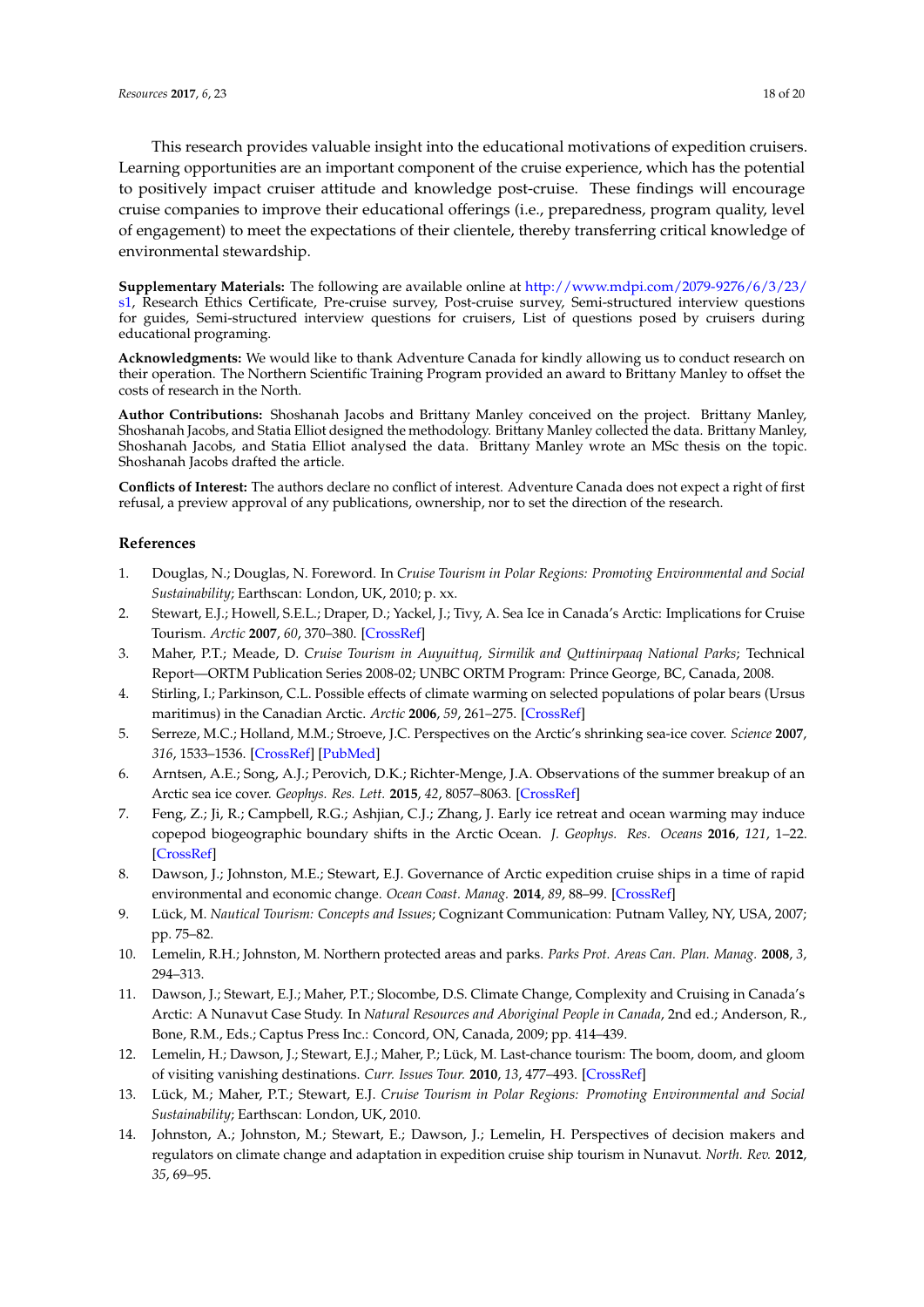This research provides valuable insight into the educational motivations of expedition cruisers. Learning opportunities are an important component of the cruise experience, which has the potential to positively impact cruiser attitude and knowledge post-cruise. These findings will encourage cruise companies to improve their educational offerings (i.e., preparedness, program quality, level of engagement) to meet the expectations of their clientele, thereby transferring critical knowledge of environmental stewardship.

**Supplementary Materials:** The following are available online at http://www.mdpi.com/2079-9276/6/3/23/s1, Research Ethics Certificate, Pre-cruise survey, Post-cruise survey, Semi-structured interview questions for guides, Semi-structured interview questions for cruisers, List of questions posed by cruisers during educational programing.

**Acknowledgments:** We would like to thank Adventure Canada for kindly allowing us to conduct research on their operation. The Northern Scientific Training Program provided an award to Brittany Manley to offset the costs of research in the North.

**Author Contributions:** Shoshanah Jacobs and Brittany Manley conceived on the project. Brittany Manley, Shoshanah Jacobs, and Statia Elliot designed the methodology. Brittany Manley collected the data. Brittany Manley, Shoshanah Jacobs, and Statia Elliot analysed the data. Brittany Manley wrote an MSc thesis on the topic. Shoshanah Jacobs drafted the article.

**Conflicts of Interest:** The authors declare no conflict of interest. Adventure Canada does not expect a right of first refusal, a preview approval of any publications, ownership, nor to set the direction of the research.

## References

1. Douglas, N.; Douglas, N. Foreword. In *Cruise Tourism in Polar Regions: Promoting Environmental and Social Sustainability*; Earthscan: London, UK, 2010; p. xx.
2. Stewart, E.J.; Howell, S.E.L.; Draper, D.; Yackel, J.; Tivy, A. Sea Ice in Canada's Arctic: Implications for Cruise Tourism. *Arctic* **2007**, *60*, 370–380. [CrossRef]
3. Maher, P.T.; Meade, D. *Cruise Tourism in Auyuittuq, Sirmilik and Quttinirpaaq National Parks*; Technical Report—ORTM Publication Series 2008-02; UNBC ORTM Program: Prince George, BC, Canada, 2008.
4. Stirling, I.; Parkinson, C.L. Possible effects of climate warming on selected populations of polar bears (Ursus maritimus) in the Canadian Arctic. *Arctic* **2006**, *59*, 261–275. [CrossRef]
5. Serreze, M.C.; Holland, M.M.; Stroeve, J.C. Perspectives on the Arctic's shrinking sea-ice cover. *Science* **2007**, *316*, 1533–1536. [CrossRef] [PubMed]
6. Arntsen, A.E.; Song, A.J.; Perovich, D.K.; Richter-Menge, J.A. Observations of the summer breakup of an Arctic sea ice cover. *Geophys. Res. Lett.* **2015**, *42*, 8057–8063. [CrossRef]
7. Feng, Z.; Ji, R.; Campbell, R.G.; Ashjian, C.J.; Zhang, J. Early ice retreat and ocean warming may induce copepod biogeographic boundary shifts in the Arctic Ocean. *J. Geophys. Res. Oceans* **2016**, *121*, 1–22. [CrossRef]
8. Dawson, J.; Johnston, M.E.; Stewart, E.J. Governance of Arctic expedition cruise ships in a time of rapid environmental and economic change. *Ocean Coast. Manag.* **2014**, *89*, 88–99. [CrossRef]
9. Lück, M. *Nautical Tourism: Concepts and Issues*; Cognizant Communication: Putnam Valley, NY, USA, 2007; pp. 75–82.
10. Lemelin, R.H.; Johnston, M. Northern protected areas and parks. *Parks Prot. Areas Can. Plan. Manag.* **2008**, *3*, 294–313.
11. Dawson, J.; Stewart, E.J.; Maher, P.T.; Slocombe, D.S. Climate Change, Complexity and Cruising in Canada's Arctic: A Nunavut Case Study. In *Natural Resources and Aboriginal People in Canada*, 2nd ed.; Anderson, R., Bone, R.M., Eds.; Captus Press Inc.: Concord, ON, Canada, 2009; pp. 414–439.
12. Lemelin, H.; Dawson, J.; Stewart, E.J.; Maher, P.; Lück, M. Last-chance tourism: The boom, doom, and gloom of visiting vanishing destinations. *Curr. Issues Tour.* **2010**, *13*, 477–493. [CrossRef]
13. Lück, M.; Maher, P.T.; Stewart, E.J. *Cruise Tourism in Polar Regions: Promoting Environmental and Social Sustainability*; Earthscan: London, UK, 2010.
14. Johnston, A.; Johnston, M.; Stewart, E.; Dawson, J.; Lemelin, H. Perspectives of decision makers and regulators on climate change and adaptation in expedition cruise ship tourism in Nunavut. *North. Rev.* **2012**, *35*, 69–95.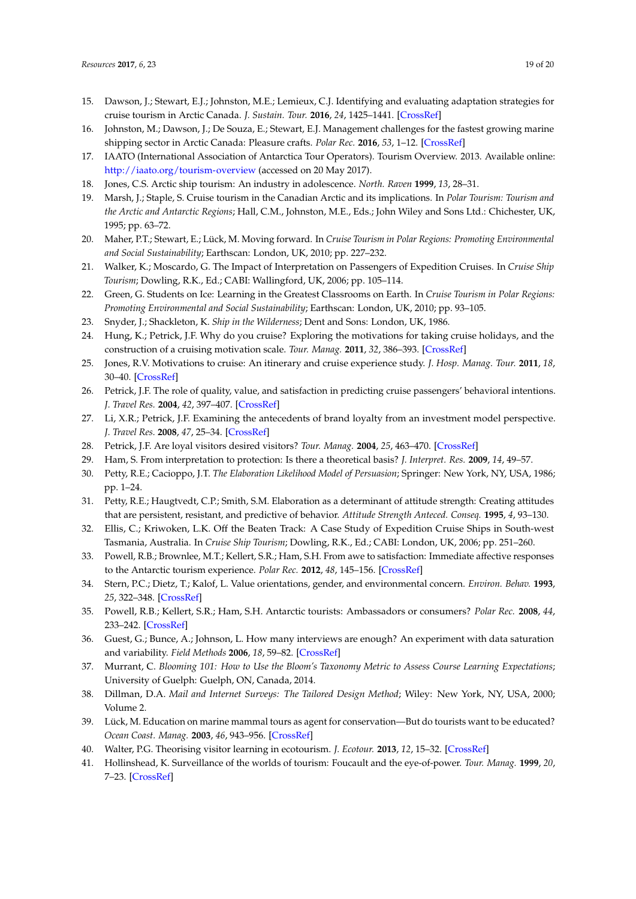15. Dawson, J.; Stewart, E.J.; Johnston, M.E.; Lemieux, C.J. Identifying and evaluating adaptation strategies for cruise tourism in Arctic Canada. *J. Sustain. Tour.* **2016**, *24*, 1425–1441. [CrossRef]
16. Johnston, M.; Dawson, J.; De Souza, E.; Stewart, E.J. Management challenges for the fastest growing marine shipping sector in Arctic Canada: Pleasure crafts. *Polar Rec.* **2016**, *53*, 1–12. [CrossRef]
17. IAATO (International Association of Antarctica Tour Operators). Tourism Overview. 2013. Available online: http://iaato.org/tourism-overview (accessed on 20 May 2017).
18. Jones, C.S. Arctic ship tourism: An industry in adolescence. *North. Raven* **1999**, *13*, 28–31.
19. Marsh, J.; Staple, S. Cruise tourism in the Canadian Arctic and its implications. In *Polar Tourism: Tourism and the Arctic and Antarctic Regions*; Hall, C.M., Johnston, M.E., Eds.; John Wiley and Sons Ltd.: Chichester, UK, 1995; pp. 63–72.
20. Maher, P.T.; Stewart, E.; Lück, M. Moving forward. In *Cruise Tourism in Polar Regions: Promoting Environmental and Social Sustainability*; Earthscan: London, UK, 2010; pp. 227–232.
21. Walker, K.; Moscardo, G. The Impact of Interpretation on Passengers of Expedition Cruises. In *Cruise Ship Tourism*; Dowling, R.K., Ed.; CABI: Wallingford, UK, 2006; pp. 105–114.
22. Green, G. Students on Ice: Learning in the Greatest Classrooms on Earth. In *Cruise Tourism in Polar Regions: Promoting Environmental and Social Sustainability*; Earthscan: London, UK, 2010; pp. 93–105.
23. Snyder, J.; Shackleton, K. *Ship in the Wilderness*; Dent and Sons: London, UK, 1986.
24. Hung, K.; Petrick, J.F. Why do you cruise? Exploring the motivations for taking cruise holidays, and the construction of a cruising motivation scale. *Tour. Manag.* **2011**, *32*, 386–393. [CrossRef]
25. Jones, R.V. Motivations to cruise: An itinerary and cruise experience study. *J. Hosp. Manag. Tour.* **2011**, *18*, 30–40. [CrossRef]
26. Petrick, J.F. The role of quality, value, and satisfaction in predicting cruise passengers' behavioral intentions. *J. Travel Res.* **2004**, *42*, 397–407. [CrossRef]
27. Li, X.R.; Petrick, J.F. Examining the antecedents of brand loyalty from an investment model perspective. *J. Travel Res.* **2008**, *47*, 25–34. [CrossRef]
28. Petrick, J.F. Are loyal visitors desired visitors? *Tour. Manag.* **2004**, *25*, 463–470. [CrossRef]
29. Ham, S. From interpretation to protection: Is there a theoretical basis? *J. Interpret. Res.* **2009**, *14*, 49–57.
30. Petty, R.E.; Cacioppo, J.T. *The Elaboration Likelihood Model of Persuasion*; Springer: New York, NY, USA, 1986; pp. 1–24.
31. Petty, R.E.; Haugtvedt, C.P.; Smith, S.M. Elaboration as a determinant of attitude strength: Creating attitudes that are persistent, resistant, and predictive of behavior. *Attitude Strength Anteced. Conseq.* **1995**, *4*, 93–130.
32. Ellis, C.; Kriwoken, L.K. Off the Beaten Track: A Case Study of Expedition Cruise Ships in South-west Tasmania, Australia. In *Cruise Ship Tourism*; Dowling, R.K., Ed.; CABI: London, UK, 2006; pp. 251–260.
33. Powell, R.B.; Brownlee, M.T.; Kellert, S.R.; Ham, S.H. From awe to satisfaction: Immediate affective responses to the Antarctic tourism experience. *Polar Rec.* **2012**, *48*, 145–156. [CrossRef]
34. Stern, P.C.; Dietz, T.; Kalof, L. Value orientations, gender, and environmental concern. *Environ. Behav.* **1993**, *25*, 322–348. [CrossRef]
35. Powell, R.B.; Kellert, S.R.; Ham, S.H. Antarctic tourists: Ambassadors or consumers? *Polar Rec.* **2008**, *44*, 233–242. [CrossRef]
36. Guest, G.; Bunce, A.; Johnson, L. How many interviews are enough? An experiment with data saturation and variability. *Field Methods* **2006**, *18*, 59–82. [CrossRef]
37. Murrant, C. *Blooming 101: How to Use the Bloom's Taxonomy Metric to Assess Course Learning Expectations*; University of Guelph: Guelph, ON, Canada, 2014.
38. Dillman, D.A. *Mail and Internet Surveys: The Tailored Design Method*; Wiley: New York, NY, USA, 2000; Volume 2.
39. Lück, M. Education on marine mammal tours as agent for conservation—But do tourists want to be educated? *Ocean Coast. Manag.* **2003**, *46*, 943–956. [CrossRef]
40. Walter, P.G. Theorising visitor learning in ecotourism. *J. Ecotour.* **2013**, *12*, 15–32. [CrossRef]
41. Hollinshead, K. Surveillance of the worlds of tourism: Foucault and the eye-of-power. *Tour. Manag.* **1999**, *20*, 7–23. [CrossRef]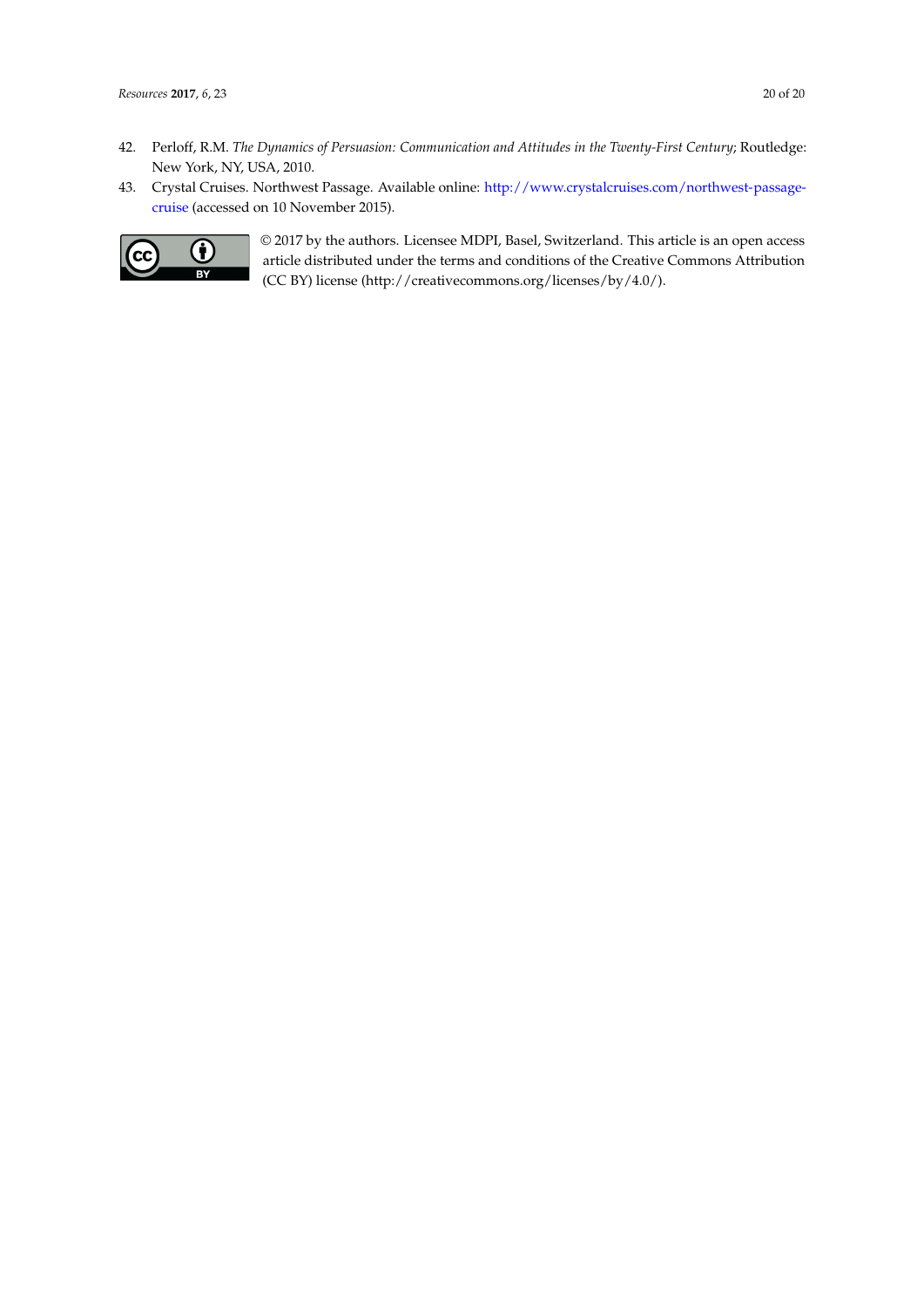42. Perloff, R.M. *The Dynamics of Persuasion: Communication and Attitudes in the Twenty-First Century*; Routledge: New York, NY, USA, 2010.
43. Crystal Cruises. Northwest Passage. Available online: http://www.crystalcruises.com/northwest-passage-cruise (accessed on 10 November 2015).

© 2017 by the authors. Licensee MDPI, Basel, Switzerland. This article is an open access article distributed under the terms and conditions of the Creative Commons Attribution (CC BY) license (http://creativecommons.org/licenses/by/4.0/).